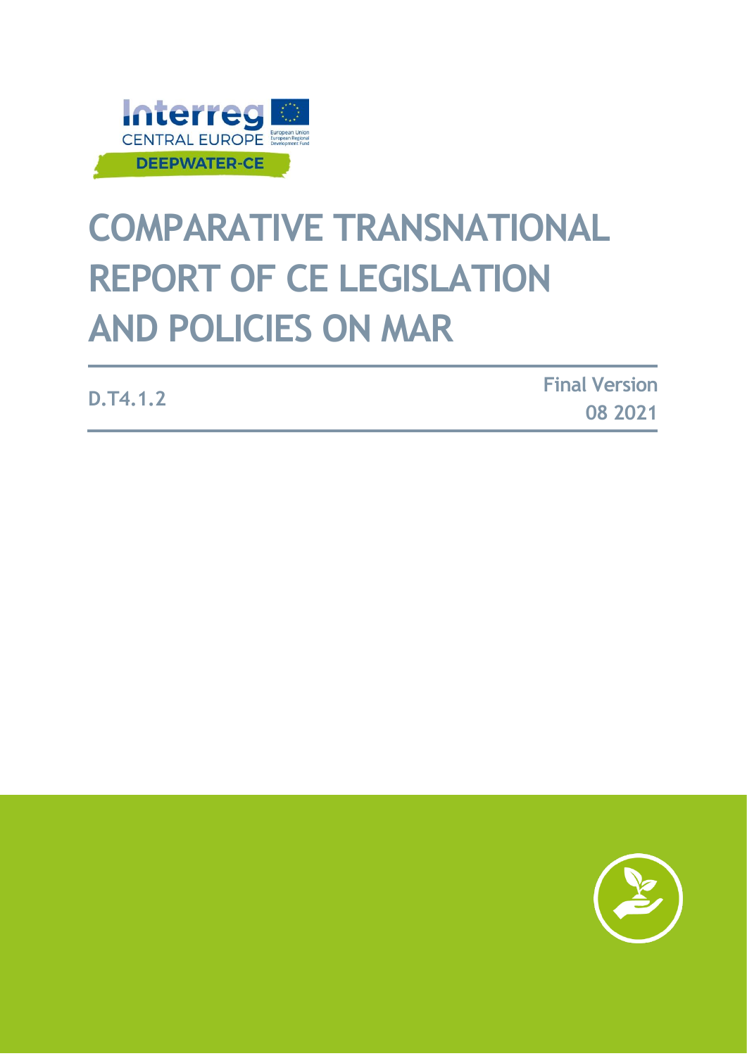Interreg CENTRAL EUROPE

European Union European Regional Development Fund

DEEPWATER-CE

# COMPARATIVE TRANSNATIONAL REPORT OF CE LEGISLATION AND POLICIES ON MAR

**D.T4.1.2**

**Final Version**

**08 2021**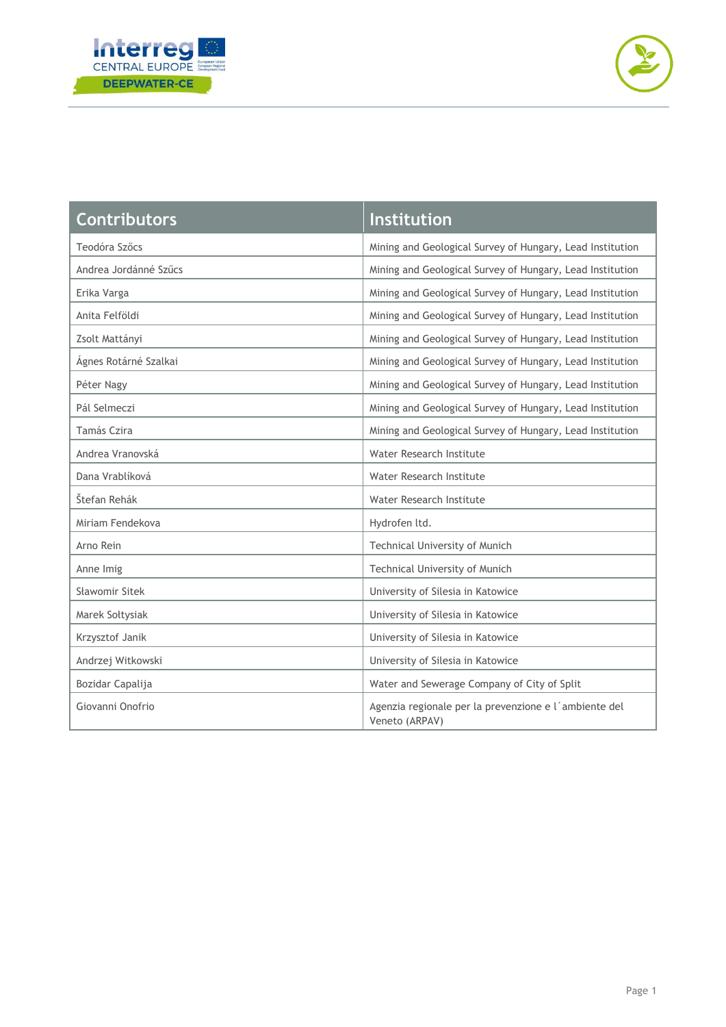| Contributors | Institution |
|---|---|
| Teodóra Szőcs | Mining and Geological Survey of Hungary, Lead Institution |
| Andrea Jordánné Szűcs | Mining and Geological Survey of Hungary, Lead Institution |
| Erika Varga | Mining and Geological Survey of Hungary, Lead Institution |
| Anita Felföldi | Mining and Geological Survey of Hungary, Lead Institution |
| Zsolt Mattányi | Mining and Geological Survey of Hungary, Lead Institution |
| Ágnes Rotárné Szalkai | Mining and Geological Survey of Hungary, Lead Institution |
| Péter Nagy | Mining and Geological Survey of Hungary, Lead Institution |
| Pál Selmeczi | Mining and Geological Survey of Hungary, Lead Institution |
| Tamás Czira | Mining and Geological Survey of Hungary, Lead Institution |
| Andrea Vranovská | Water Research Institute |
| Dana Vrablíková | Water Research Institute |
| Štefan Rehák | Water Research Institute |
| Miriam Fendekova | Hydrofen ltd. |
| Arno Rein | Technical University of Munich |
| Anne Imig | Technical University of Munich |
| Sławomir Sitek | University of Silesia in Katowice |
| Marek Sołtysiak | University of Silesia in Katowice |
| Krzysztof Janik | University of Silesia in Katowice |
| Andrzej Witkowski | University of Silesia in Katowice |
| Bozidar Capalija | Water and Sewerage Company of City of Split |
| Giovanni Onofrio | Agenzia regionale per la prevenzione e l´ambiente del Veneto (ARPAV) |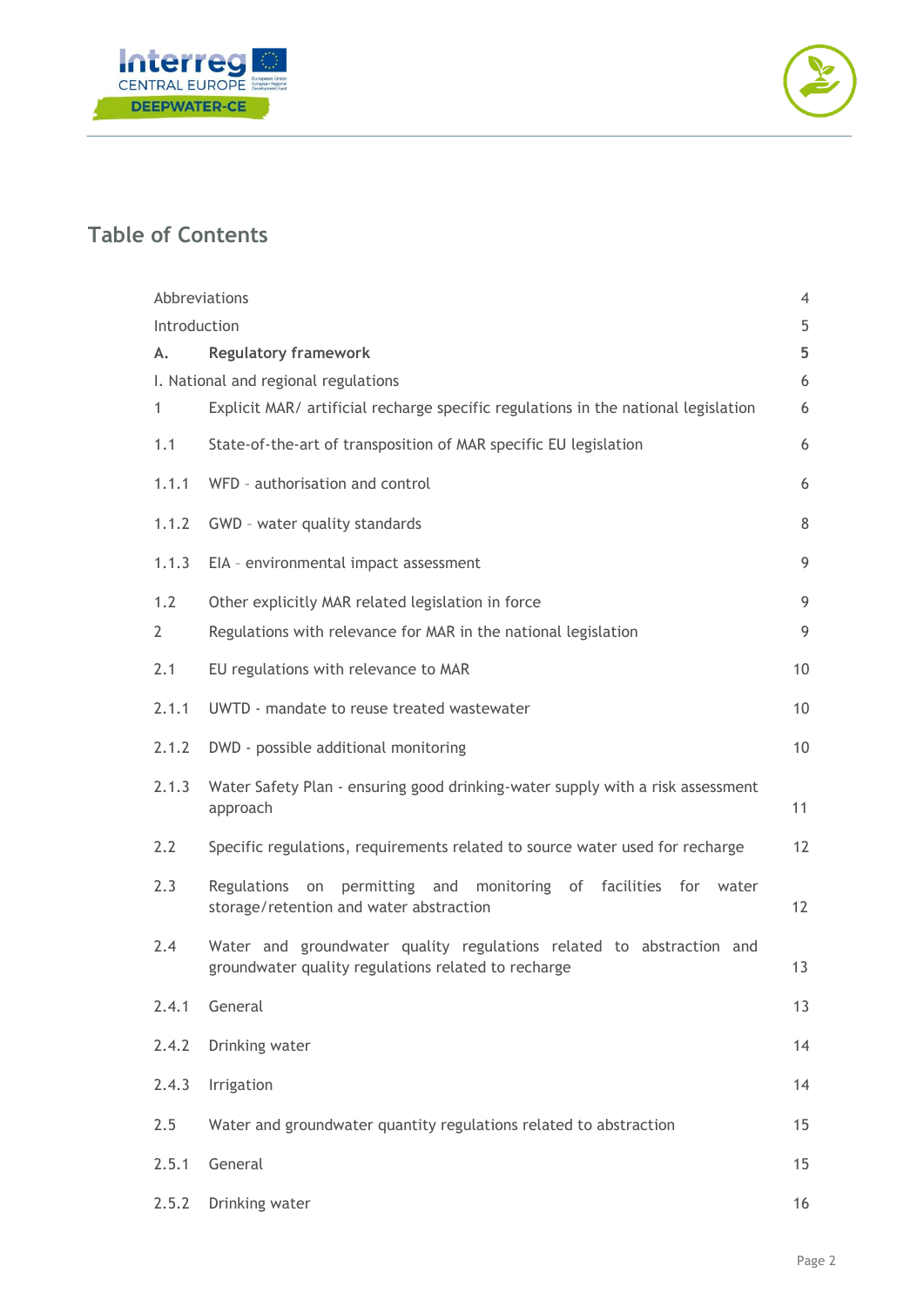## Table of Contents

| | | |
|---|---|---|
| Abbreviations | | 4 |
| Introduction | | 5 |
| **A.** | **Regulatory framework** | **5** |
| I. National and regional regulations | | 6 |
| 1 | Explicit MAR/ artificial recharge specific regulations in the national legislation | 6 |
| 1.1 | State-of-the-art of transposition of MAR specific EU legislation | 6 |
| 1.1.1 | WFD – authorisation and control | 6 |
| 1.1.2 | GWD – water quality standards | 8 |
| 1.1.3 | EIA – environmental impact assessment | 9 |
| 1.2 | Other explicitly MAR related legislation in force | 9 |
| 2 | Regulations with relevance for MAR in the national legislation | 9 |
| 2.1 | EU regulations with relevance to MAR | 10 |
| 2.1.1 | UWTD - mandate to reuse treated wastewater | 10 |
| 2.1.2 | DWD - possible additional monitoring | 10 |
| 2.1.3 | Water Safety Plan - ensuring good drinking-water supply with a risk assessment approach | 11 |
| 2.2 | Specific regulations, requirements related to source water used for recharge | 12 |
| 2.3 | Regulations on permitting and monitoring of facilities for water storage/retention and water abstraction | 12 |
| 2.4 | Water and groundwater quality regulations related to abstraction and groundwater quality regulations related to recharge | 13 |
| 2.4.1 | General | 13 |
| 2.4.2 | Drinking water | 14 |
| 2.4.3 | Irrigation | 14 |
| 2.5 | Water and groundwater quantity regulations related to abstraction | 15 |
| 2.5.1 | General | 15 |
| 2.5.2 | Drinking water | 16 |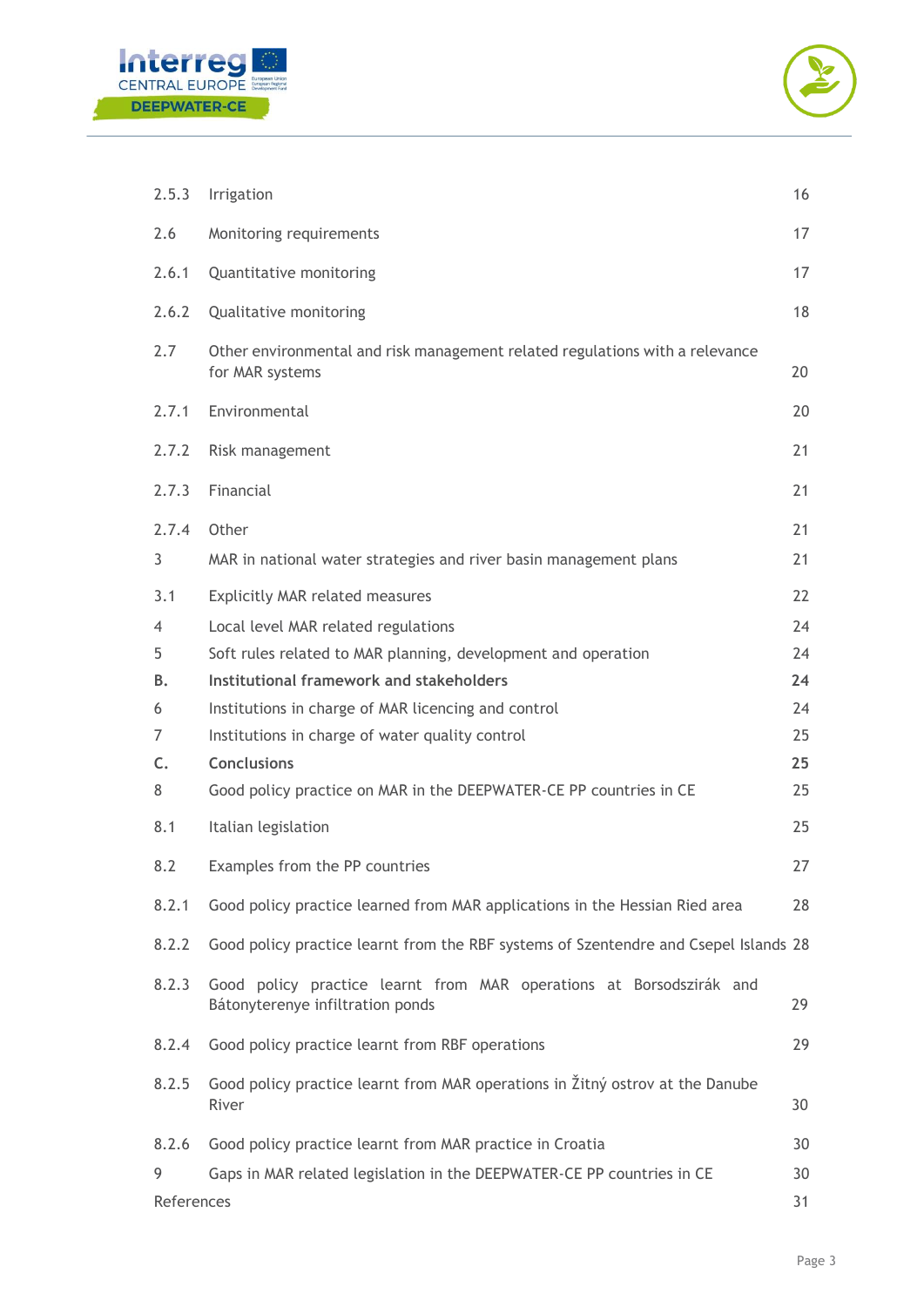| | | |
|---|---|---|
| 2.5.3 | Irrigation | 16 |
| 2.6 | Monitoring requirements | 17 |
| 2.6.1 | Quantitative monitoring | 17 |
| 2.6.2 | Qualitative monitoring | 18 |
| 2.7 | Other environmental and risk management related regulations with a relevance for MAR systems | 20 |
| 2.7.1 | Environmental | 20 |
| 2.7.2 | Risk management | 21 |
| 2.7.3 | Financial | 21 |
| 2.7.4 | Other | 21 |
| 3 | MAR in national water strategies and river basin management plans | 21 |
| 3.1 | Explicitly MAR related measures | 22 |
| 4 | Local level MAR related regulations | 24 |
| 5 | Soft rules related to MAR planning, development and operation | 24 |
| **B.** | **Institutional framework and stakeholders** | **24** |
| 6 | Institutions in charge of MAR licencing and control | 24 |
| 7 | Institutions in charge of water quality control | 25 |
| **C.** | **Conclusions** | **25** |
| 8 | Good policy practice on MAR in the DEEPWATER-CE PP countries in CE | 25 |
| 8.1 | Italian legislation | 25 |
| 8.2 | Examples from the PP countries | 27 |
| 8.2.1 | Good policy practice learned from MAR applications in the Hessian Ried area | 28 |
| 8.2.2 | Good policy practice learnt from the RBF systems of Szentendre and Csepel Islands | 28 |
| 8.2.3 | Good policy practice learnt from MAR operations at Borsodszirák and Bátonyterenye infiltration ponds | 29 |
| 8.2.4 | Good policy practice learnt from RBF operations | 29 |
| 8.2.5 | Good policy practice learnt from MAR operations in Žitný ostrov at the Danube River | 30 |
| 8.2.6 | Good policy practice learnt from MAR practice in Croatia | 30 |
| 9 | Gaps in MAR related legislation in the DEEPWATER-CE PP countries in CE | 30 |
| References | | 31 |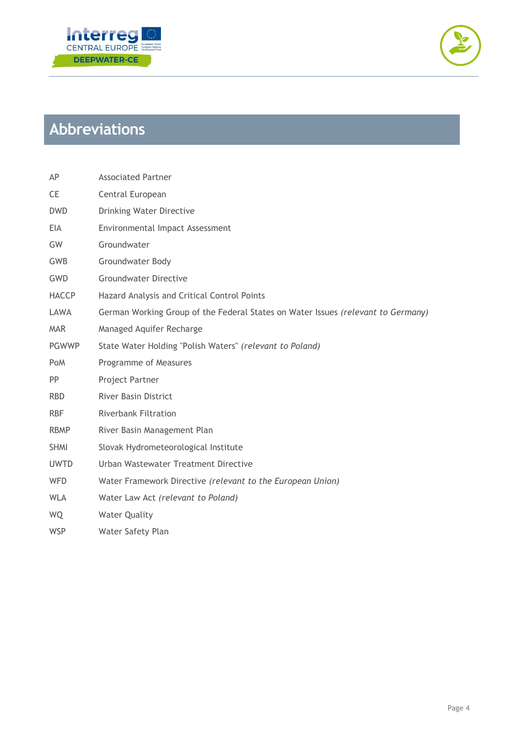# Abbreviations

| | |
|---|---|
| AP | Associated Partner |
| CE | Central European |
| DWD | Drinking Water Directive |
| EIA | Environmental Impact Assessment |
| GW | Groundwater |
| GWB | Groundwater Body |
| GWD | Groundwater Directive |
| HACCP | Hazard Analysis and Critical Control Points |
| LAWA | German Working Group of the Federal States on Water Issues *(relevant to Germany)* |
| MAR | Managed Aquifer Recharge |
| PGWWP | State Water Holding "Polish Waters" *(relevant to Poland)* |
| PoM | Programme of Measures |
| PP | Project Partner |
| RBD | River Basin District |
| RBF | Riverbank Filtration |
| RBMP | River Basin Management Plan |
| SHMI | Slovak Hydrometeorological Institute |
| UWTD | Urban Wastewater Treatment Directive |
| WFD | Water Framework Directive *(relevant to the European Union)* |
| WLA | Water Law Act *(relevant to Poland)* |
| WQ | Water Quality |
| WSP | Water Safety Plan |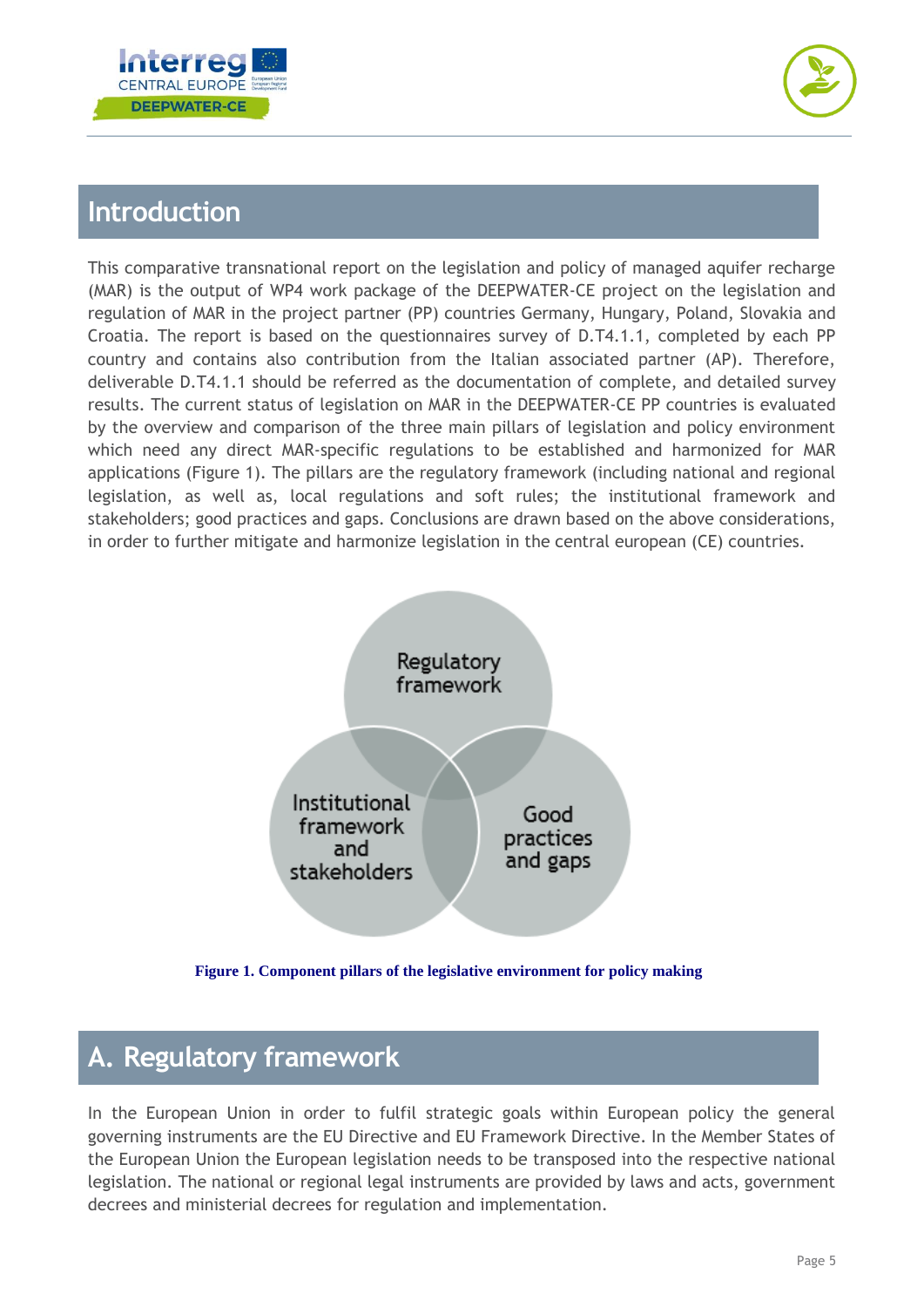## Introduction

This comparative transnational report on the legislation and policy of managed aquifer recharge (MAR) is the output of WP4 work package of the DEEPWATER-CE project on the legislation and regulation of MAR in the project partner (PP) countries Germany, Hungary, Poland, Slovakia and Croatia. The report is based on the questionnaires survey of D.T4.1.1, completed by each PP country and contains also contribution from the Italian associated partner (AP). Therefore, deliverable D.T4.1.1 should be referred as the documentation of complete, and detailed survey results. The current status of legislation on MAR in the DEEPWATER-CE PP countries is evaluated by the overview and comparison of the three main pillars of legislation and policy environment which need any direct MAR-specific regulations to be established and harmonized for MAR applications (Figure 1). The pillars are the regulatory framework (including national and regional legislation, as well as, local regulations and soft rules; the institutional framework and stakeholders; good practices and gaps. Conclusions are drawn based on the above considerations, in order to further mitigate and harmonize legislation in the central european (CE) countries.

Regulatory framework

Institutional framework and stakeholders

Good practices and gaps

**Figure 1. Component pillars of the legislative environment for policy making**

## A. Regulatory framework

In the European Union in order to fulfil strategic goals within European policy the general governing instruments are the EU Directive and EU Framework Directive. In the Member States of the European Union the European legislation needs to be transposed into the respective national legislation. The national or regional legal instruments are provided by laws and acts, government decrees and ministerial decrees for regulation and implementation.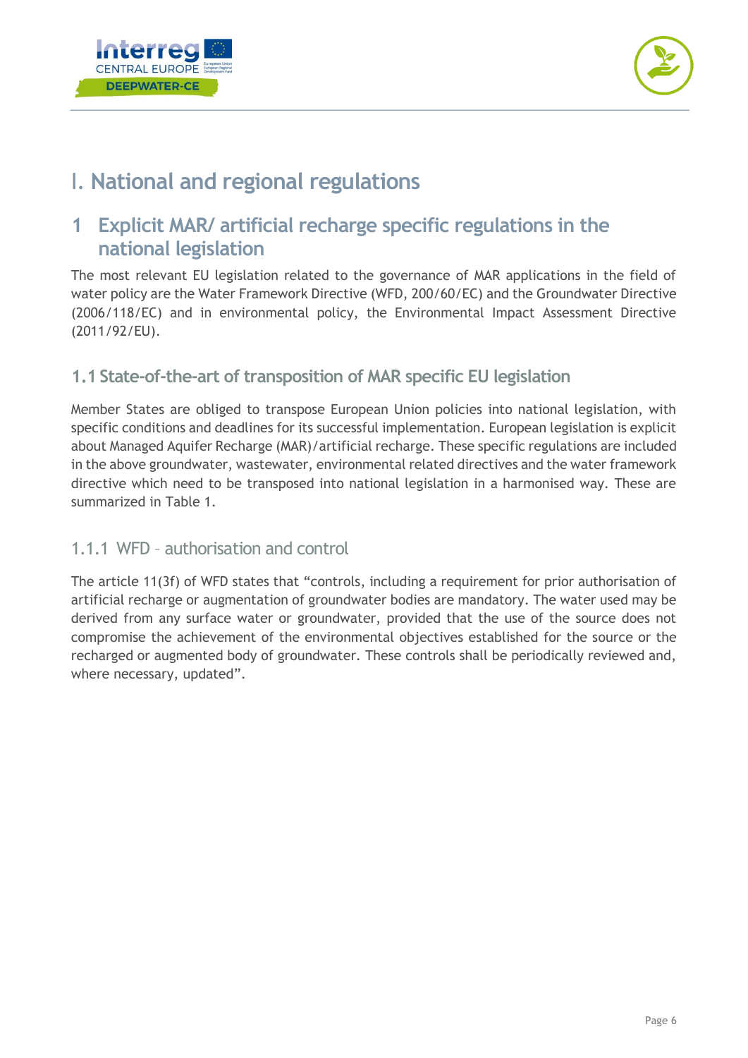# I. National and regional regulations

## 1 Explicit MAR/ artificial recharge specific regulations in the national legislation

The most relevant EU legislation related to the governance of MAR applications in the field of water policy are the Water Framework Directive (WFD, 200/60/EC) and the Groundwater Directive (2006/118/EC) and in environmental policy, the Environmental Impact Assessment Directive (2011/92/EU).

### 1.1 State-of-the-art of transposition of MAR specific EU legislation

Member States are obliged to transpose European Union policies into national legislation, with specific conditions and deadlines for its successful implementation. European legislation is explicit about Managed Aquifer Recharge (MAR)/artificial recharge. These specific regulations are included in the above groundwater, wastewater, environmental related directives and the water framework directive which need to be transposed into national legislation in a harmonised way. These are summarized in Table 1.

#### 1.1.1 WFD – authorisation and control

The article 11(3f) of WFD states that "controls, including a requirement for prior authorisation of artificial recharge or augmentation of groundwater bodies are mandatory. The water used may be derived from any surface water or groundwater, provided that the use of the source does not compromise the achievement of the environmental objectives established for the source or the recharged or augmented body of groundwater. These controls shall be periodically reviewed and, where necessary, updated".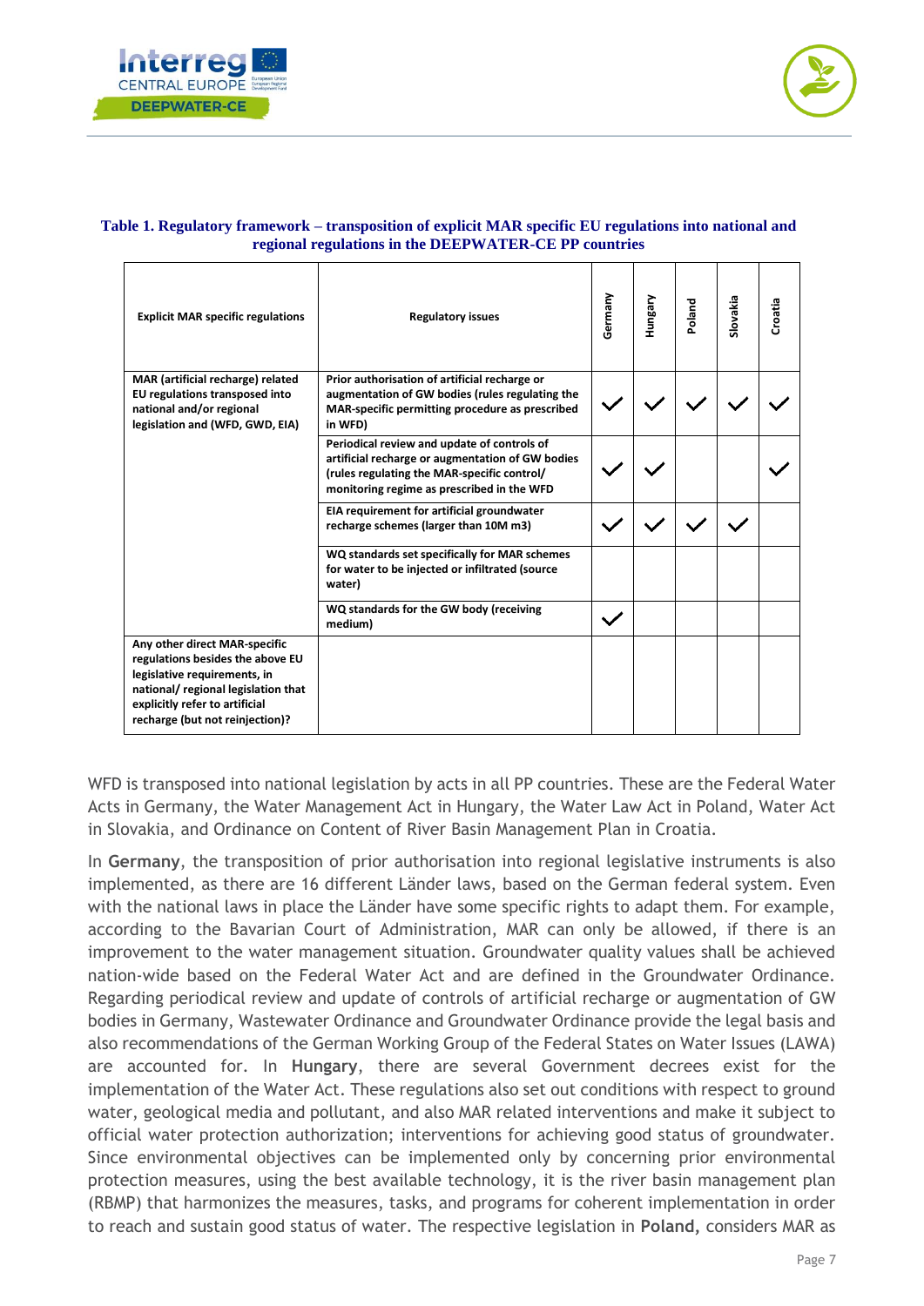**Table 1. Regulatory framework – transposition of explicit MAR specific EU regulations into national and regional regulations in the DEEPWATER-CE PP countries**

| Explicit MAR specific regulations | Regulatory issues | Germany | Hungary | Poland | Slovakia | Croatia |
|---|---|---|---|---|---|---|
| MAR (artificial recharge) related EU regulations transposed into national and/or regional legislation and (WFD, GWD, EIA) | Prior authorisation of artificial recharge or augmentation of GW bodies (rules regulating the MAR-specific permitting procedure as prescribed in WFD) | ✓ | ✓ | ✓ | ✓ | ✓ |
| | Periodical review and update of controls of artificial recharge or augmentation of GW bodies (rules regulating the MAR-specific control/ monitoring regime as prescribed in the WFD | ✓ | ✓ | | | ✓ |
| | EIA requirement for artificial groundwater recharge schemes (larger than 10M m3) | ✓ | ✓ | ✓ | ✓ | |
| | WQ standards set specifically for MAR schemes for water to be injected or infiltrated (source water) | | | | | |
| | WQ standards for the GW body (receiving medium) | ✓ | | | | |
| Any other direct MAR-specific regulations besides the above EU legislative requirements, in national/ regional legislation that explicitly refer to artificial recharge (but not reinjection)? | | | | | | |

WFD is transposed into national legislation by acts in all PP countries. These are the Federal Water Acts in Germany, the Water Management Act in Hungary, the Water Law Act in Poland, Water Act in Slovakia, and Ordinance on Content of River Basin Management Plan in Croatia.

In **Germany**, the transposition of prior authorisation into regional legislative instruments is also implemented, as there are 16 different Länder laws, based on the German federal system. Even with the national laws in place the Länder have some specific rights to adapt them. For example, according to the Bavarian Court of Administration, MAR can only be allowed, if there is an improvement to the water management situation. Groundwater quality values shall be achieved nation-wide based on the Federal Water Act and are defined in the Groundwater Ordinance. Regarding periodical review and update of controls of artificial recharge or augmentation of GW bodies in Germany, Wastewater Ordinance and Groundwater Ordinance provide the legal basis and also recommendations of the German Working Group of the Federal States on Water Issues (LAWA) are accounted for. In **Hungary**, there are several Government decrees exist for the implementation of the Water Act. These regulations also set out conditions with respect to ground water, geological media and pollutant, and also MAR related interventions and make it subject to official water protection authorization; interventions for achieving good status of groundwater. Since environmental objectives can be implemented only by concerning prior environmental protection measures, using the best available technology, it is the river basin management plan (RBMP) that harmonizes the measures, tasks, and programs for coherent implementation in order to reach and sustain good status of water. The respective legislation in **Poland,** considers MAR as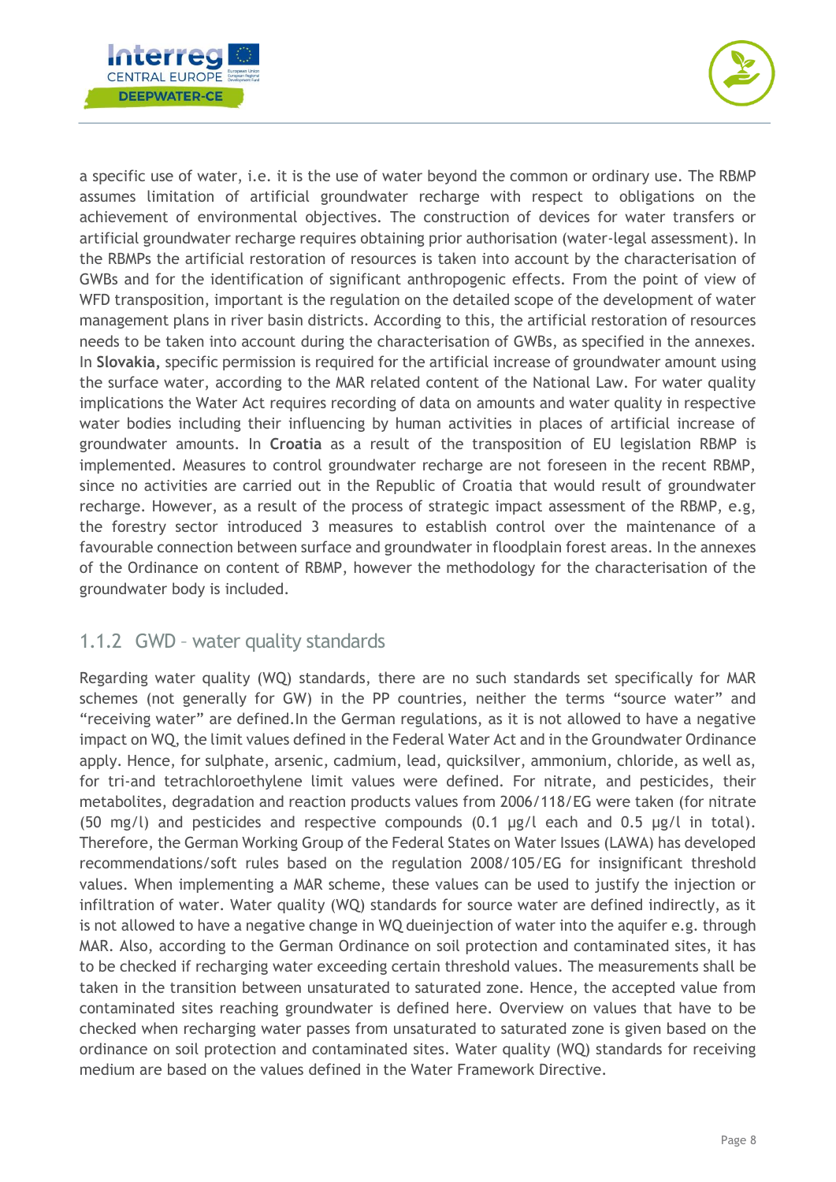a specific use of water, i.e. it is the use of water beyond the common or ordinary use. The RBMP assumes limitation of artificial groundwater recharge with respect to obligations on the achievement of environmental objectives. The construction of devices for water transfers or artificial groundwater recharge requires obtaining prior authorisation (water-legal assessment). In the RBMPs the artificial restoration of resources is taken into account by the characterisation of GWBs and for the identification of significant anthropogenic effects. From the point of view of WFD transposition, important is the regulation on the detailed scope of the development of water management plans in river basin districts. According to this, the artificial restoration of resources needs to be taken into account during the characterisation of GWBs, as specified in the annexes. In **Slovakia,** specific permission is required for the artificial increase of groundwater amount using the surface water, according to the MAR related content of the National Law. For water quality implications the Water Act requires recording of data on amounts and water quality in respective water bodies including their influencing by human activities in places of artificial increase of groundwater amounts. In **Croatia** as a result of the transposition of EU legislation RBMP is implemented. Measures to control groundwater recharge are not foreseen in the recent RBMP, since no activities are carried out in the Republic of Croatia that would result of groundwater recharge. However, as a result of the process of strategic impact assessment of the RBMP, e.g, the forestry sector introduced 3 measures to establish control over the maintenance of a favourable connection between surface and groundwater in floodplain forest areas. In the annexes of the Ordinance on content of RBMP, however the methodology for the characterisation of the groundwater body is included.

### 1.1.2 GWD – water quality standards

Regarding water quality (WQ) standards, there are no such standards set specifically for MAR schemes (not generally for GW) in the PP countries, neither the terms “source water” and “receiving water” are defined.In the German regulations, as it is not allowed to have a negative impact on WQ, the limit values defined in the Federal Water Act and in the Groundwater Ordinance apply. Hence, for sulphate, arsenic, cadmium, lead, quicksilver, ammonium, chloride, as well as, for tri-and tetrachloroethylene limit values were defined. For nitrate, and pesticides, their metabolites, degradation and reaction products values from 2006/118/EG were taken (for nitrate (50 mg/l) and pesticides and respective compounds (0.1 µg/l each and 0.5 µg/l in total). Therefore, the German Working Group of the Federal States on Water Issues (LAWA) has developed recommendations/soft rules based on the regulation 2008/105/EG for insignificant threshold values. When implementing a MAR scheme, these values can be used to justify the injection or infiltration of water. Water quality (WQ) standards for source water are defined indirectly, as it is not allowed to have a negative change in WQ dueinjection of water into the aquifer e.g. through MAR. Also, according to the German Ordinance on soil protection and contaminated sites, it has to be checked if recharging water exceeding certain threshold values. The measurements shall be taken in the transition between unsaturated to saturated zone. Hence, the accepted value from contaminated sites reaching groundwater is defined here. Overview on values that have to be checked when recharging water passes from unsaturated to saturated zone is given based on the ordinance on soil protection and contaminated sites. Water quality (WQ) standards for receiving medium are based on the values defined in the Water Framework Directive.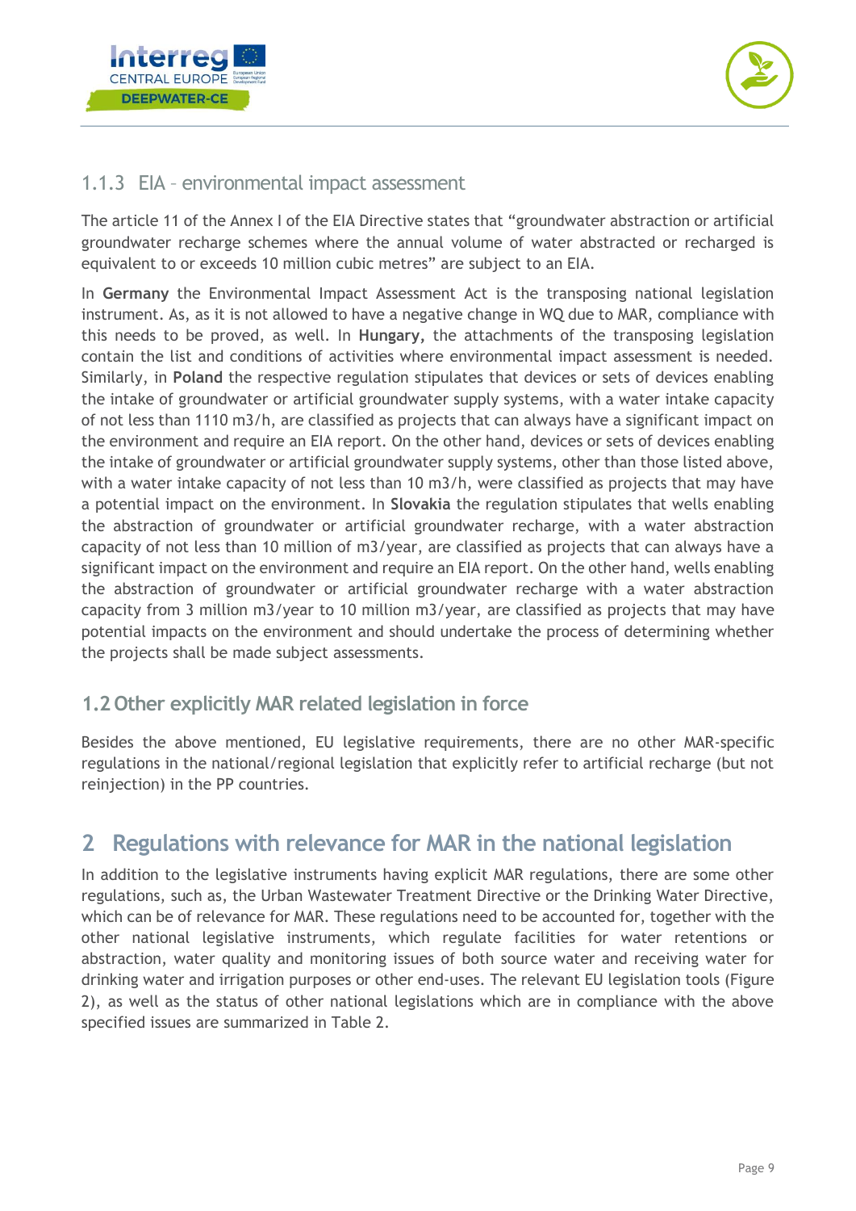### 1.1.3 EIA – environmental impact assessment

The article 11 of the Annex I of the EIA Directive states that "groundwater abstraction or artificial groundwater recharge schemes where the annual volume of water abstracted or recharged is equivalent to or exceeds 10 million cubic metres" are subject to an EIA.

In **Germany** the Environmental Impact Assessment Act is the transposing national legislation instrument. As, as it is not allowed to have a negative change in WQ due to MAR, compliance with this needs to be proved, as well. In **Hungary,** the attachments of the transposing legislation contain the list and conditions of activities where environmental impact assessment is needed. Similarly, in **Poland** the respective regulation stipulates that devices or sets of devices enabling the intake of groundwater or artificial groundwater supply systems, with a water intake capacity of not less than 1110 m3/h, are classified as projects that can always have a significant impact on the environment and require an EIA report. On the other hand, devices or sets of devices enabling the intake of groundwater or artificial groundwater supply systems, other than those listed above, with a water intake capacity of not less than 10 m3/h, were classified as projects that may have a potential impact on the environment. In **Slovakia** the regulation stipulates that wells enabling the abstraction of groundwater or artificial groundwater recharge, with a water abstraction capacity of not less than 10 million of m3/year, are classified as projects that can always have a significant impact on the environment and require an EIA report. On the other hand, wells enabling the abstraction of groundwater or artificial groundwater recharge with a water abstraction capacity from 3 million m3/year to 10 million m3/year, are classified as projects that may have potential impacts on the environment and should undertake the process of determining whether the projects shall be made subject assessments.

## 1.2 Other explicitly MAR related legislation in force

Besides the above mentioned, EU legislative requirements, there are no other MAR-specific regulations in the national/regional legislation that explicitly refer to artificial recharge (but not reinjection) in the PP countries.

# 2 Regulations with relevance for MAR in the national legislation

In addition to the legislative instruments having explicit MAR regulations, there are some other regulations, such as, the Urban Wastewater Treatment Directive or the Drinking Water Directive, which can be of relevance for MAR. These regulations need to be accounted for, together with the other national legislative instruments, which regulate facilities for water retentions or abstraction, water quality and monitoring issues of both source water and receiving water for drinking water and irrigation purposes or other end-uses. The relevant EU legislation tools (Figure 2), as well as the status of other national legislations which are in compliance with the above specified issues are summarized in Table 2.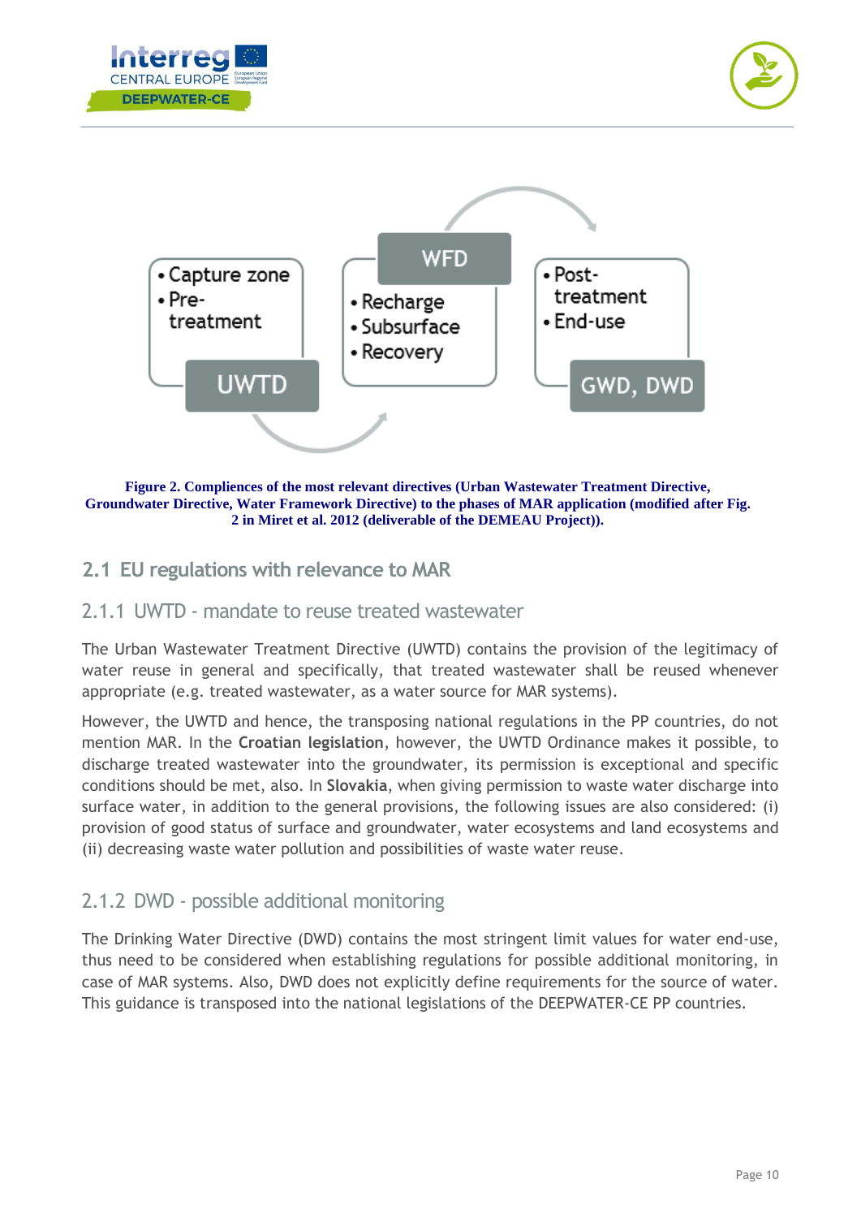- Capture zone
- Pre-treatment

UWTD

WFD

- Recharge
- Subsurface
- Recovery

- Post-treatment
- End-use

GWD, DWD

**Figure 2. Compliences of the most relevant directives (Urban Wastewater Treatment Directive, Groundwater Directive, Water Framework Directive) to the phases of MAR application (modified after Fig. 2 in Miret et al. 2012 (deliverable of the DEMEAU Project)).**

## 2.1 EU regulations with relevance to MAR

### 2.1.1 UWTD - mandate to reuse treated wastewater

The Urban Wastewater Treatment Directive (UWTD) contains the provision of the legitimacy of water reuse in general and specifically, that treated wastewater shall be reused whenever appropriate (e.g. treated wastewater, as a water source for MAR systems).

However, the UWTD and hence, the transposing national regulations in the PP countries, do not mention MAR. In the **Croatian legislation**, however, the UWTD Ordinance makes it possible, to discharge treated wastewater into the groundwater, its permission is exceptional and specific conditions should be met, also. In **Slovakia**, when giving permission to waste water discharge into surface water, in addition to the general provisions, the following issues are also considered: (i) provision of good status of surface and groundwater, water ecosystems and land ecosystems and (ii) decreasing waste water pollution and possibilities of waste water reuse.

### 2.1.2 DWD - possible additional monitoring

The Drinking Water Directive (DWD) contains the most stringent limit values for water end-use, thus need to be considered when establishing regulations for possible additional monitoring, in case of MAR systems. Also, DWD does not explicitly define requirements for the source of water. This guidance is transposed into the national legislations of the DEEPWATER-CE PP countries.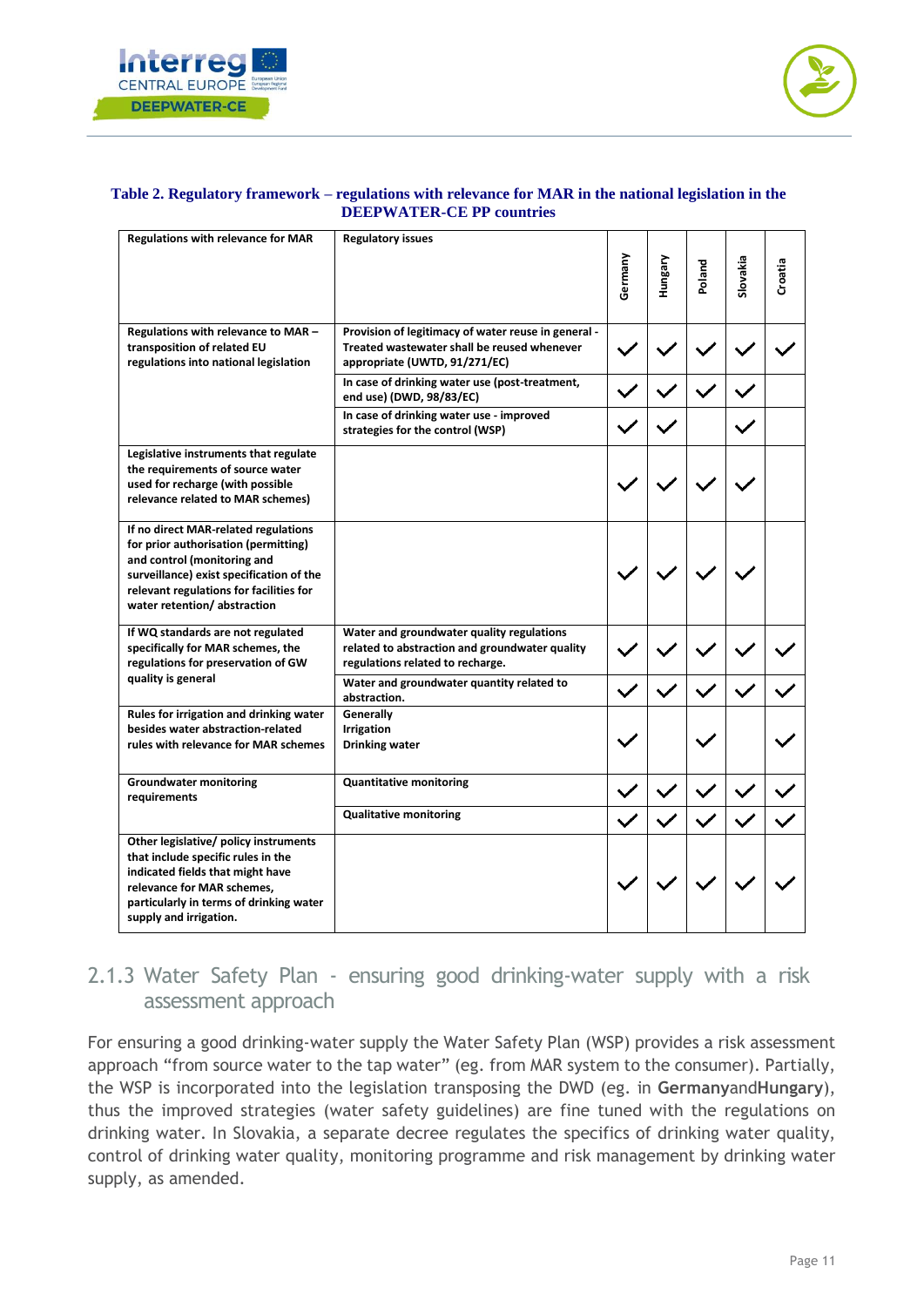**Table 2. Regulatory framework – regulations with relevance for MAR in the national legislation in the DEEPWATER-CE PP countries**

| Regulations with relevance for MAR | Regulatory issues | Germany | Hungary | Poland | Slovakia | Croatia |
|---|---|---|---|---|---|---|
| Regulations with relevance to MAR – transposition of related EU regulations into national legislation | Provision of legitimacy of water reuse in general - Treated wastewater shall be reused whenever appropriate (UWTD, 91/271/EC) | ✓ | ✓ | ✓ | ✓ | ✓ |
| | In case of drinking water use (post-treatment, end use) (DWD, 98/83/EC) | ✓ | ✓ | ✓ | ✓ | |
| | In case of drinking water use - improved strategies for the control (WSP) | ✓ | ✓ | | ✓ | |
| Legislative instruments that regulate the requirements of source water used for recharge (with possible relevance related to MAR schemes) | | ✓ | ✓ | ✓ | ✓ | |
| If no direct MAR-related regulations for prior authorisation (permitting) and control (monitoring and surveillance) exist specification of the relevant regulations for facilities for water retention/ abstraction | | ✓ | ✓ | ✓ | ✓ | |
| If WQ standards are not regulated specifically for MAR schemes, the regulations for preservation of GW quality is general | Water and groundwater quality regulations related to abstraction and groundwater quality regulations related to recharge. | ✓ | ✓ | ✓ | ✓ | ✓ |
| | Water and groundwater quantity related to abstraction. | ✓ | ✓ | ✓ | ✓ | ✓ |
| Rules for irrigation and drinking water besides water abstraction-related rules with relevance for MAR schemes | Generally<br>Irrigation<br>Drinking water | ✓ | | ✓ | | ✓ |
| Groundwater monitoring requirements | Quantitative monitoring | ✓ | ✓ | ✓ | ✓ | ✓ |
| | Qualitative monitoring | ✓ | ✓ | ✓ | ✓ | ✓ |
| Other legislative/ policy instruments that include specific rules in the indicated fields that might have relevance for MAR schemes, particularly in terms of drinking water supply and irrigation. | | ✓ | ✓ | ✓ | ✓ | ✓ |

### 2.1.3 Water Safety Plan - ensuring good drinking-water supply with a risk assessment approach

For ensuring a good drinking-water supply the Water Safety Plan (WSP) provides a risk assessment approach "from source water to the tap water" (eg. from MAR system to the consumer). Partially, the WSP is incorporated into the legislation transposing the DWD (eg. in **Germany**and**Hungary**), thus the improved strategies (water safety guidelines) are fine tuned with the regulations on drinking water. In Slovakia, a separate decree regulates the specifics of drinking water quality, control of drinking water quality, monitoring programme and risk management by drinking water supply, as amended.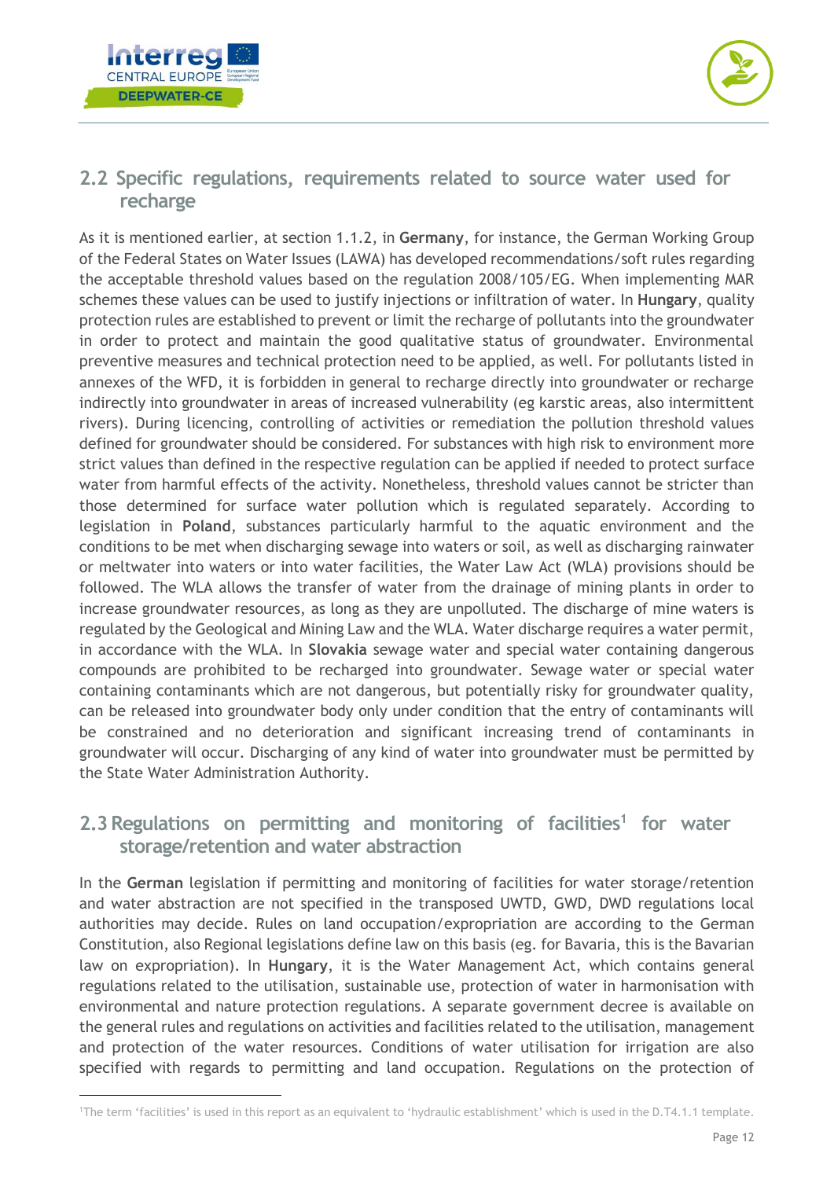## 2.2 Specific regulations, requirements related to source water used for recharge

As it is mentioned earlier, at section 1.1.2, in **Germany**, for instance, the German Working Group of the Federal States on Water Issues (LAWA) has developed recommendations/soft rules regarding the acceptable threshold values based on the regulation 2008/105/EG. When implementing MAR schemes these values can be used to justify injections or infiltration of water. In **Hungary**, quality protection rules are established to prevent or limit the recharge of pollutants into the groundwater in order to protect and maintain the good qualitative status of groundwater. Environmental preventive measures and technical protection need to be applied, as well. For pollutants listed in annexes of the WFD, it is forbidden in general to recharge directly into groundwater or recharge indirectly into groundwater in areas of increased vulnerability (eg karstic areas, also intermittent rivers). During licencing, controlling of activities or remediation the pollution threshold values defined for groundwater should be considered. For substances with high risk to environment more strict values than defined in the respective regulation can be applied if needed to protect surface water from harmful effects of the activity. Nonetheless, threshold values cannot be stricter than those determined for surface water pollution which is regulated separately. According to legislation in **Poland**, substances particularly harmful to the aquatic environment and the conditions to be met when discharging sewage into waters or soil, as well as discharging rainwater or meltwater into waters or into water facilities, the Water Law Act (WLA) provisions should be followed. The WLA allows the transfer of water from the drainage of mining plants in order to increase groundwater resources, as long as they are unpolluted. The discharge of mine waters is regulated by the Geological and Mining Law and the WLA. Water discharge requires a water permit, in accordance with the WLA. In **Slovakia** sewage water and special water containing dangerous compounds are prohibited to be recharged into groundwater. Sewage water or special water containing contaminants which are not dangerous, but potentially risky for groundwater quality, can be released into groundwater body only under condition that the entry of contaminants will be constrained and no deterioration and significant increasing trend of contaminants in groundwater will occur. Discharging of any kind of water into groundwater must be permitted by the State Water Administration Authority.

## 2.3 Regulations on permitting and monitoring of facilities[1] for water storage/retention and water abstraction

In the **German** legislation if permitting and monitoring of facilities for water storage/retention and water abstraction are not specified in the transposed UWTD, GWD, DWD regulations local authorities may decide. Rules on land occupation/expropriation are according to the German Constitution, also Regional legislations define law on this basis (eg. for Bavaria, this is the Bavarian law on expropriation). In **Hungary**, it is the Water Management Act, which contains general regulations related to the utilisation, sustainable use, protection of water in harmonisation with environmental and nature protection regulations. A separate government decree is available on the general rules and regulations on activities and facilities related to the utilisation, management and protection of the water resources. Conditions of water utilisation for irrigation are also specified with regards to permitting and land occupation. Regulations on the protection of

[1]The term 'facilities' is used in this report as an equivalent to 'hydraulic establishment' which is used in the D.T4.1.1 template.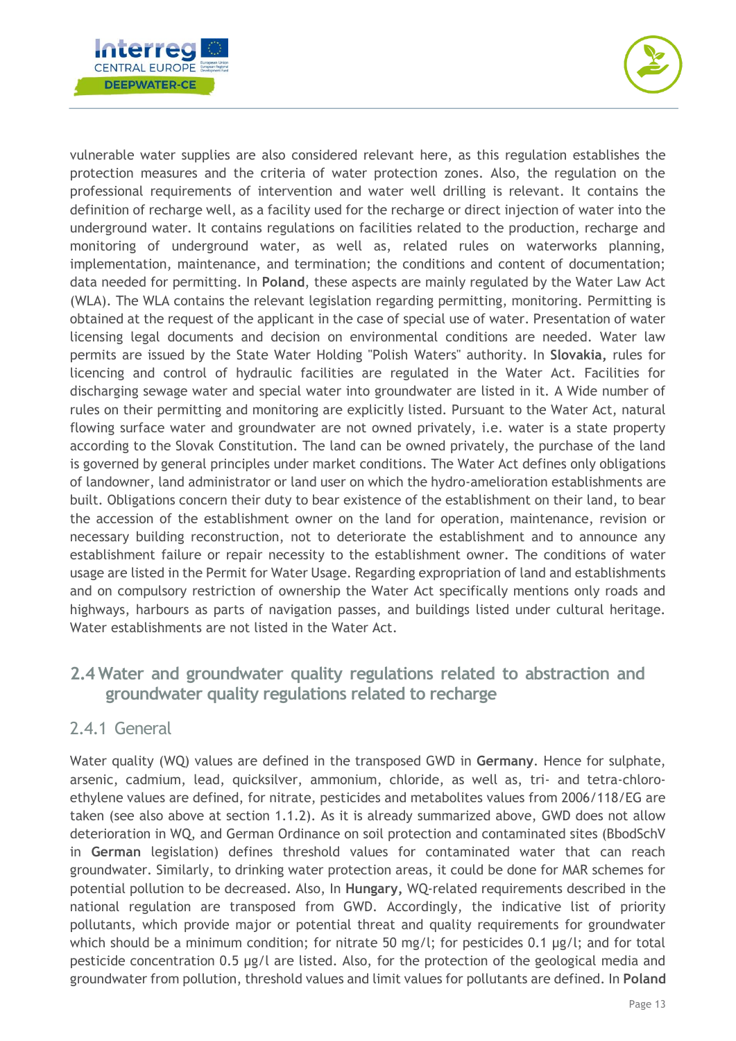vulnerable water supplies are also considered relevant here, as this regulation establishes the protection measures and the criteria of water protection zones. Also, the regulation on the professional requirements of intervention and water well drilling is relevant. It contains the definition of recharge well, as a facility used for the recharge or direct injection of water into the underground water. It contains regulations on facilities related to the production, recharge and monitoring of underground water, as well as, related rules on waterworks planning, implementation, maintenance, and termination; the conditions and content of documentation; data needed for permitting. In **Poland**, these aspects are mainly regulated by the Water Law Act (WLA). The WLA contains the relevant legislation regarding permitting, monitoring. Permitting is obtained at the request of the applicant in the case of special use of water. Presentation of water licensing legal documents and decision on environmental conditions are needed. Water law permits are issued by the State Water Holding "Polish Waters" authority. In **Slovakia,** rules for licencing and control of hydraulic facilities are regulated in the Water Act. Facilities for discharging sewage water and special water into groundwater are listed in it. A Wide number of rules on their permitting and monitoring are explicitly listed. Pursuant to the Water Act, natural flowing surface water and groundwater are not owned privately, i.e. water is a state property according to the Slovak Constitution. The land can be owned privately, the purchase of the land is governed by general principles under market conditions. The Water Act defines only obligations of landowner, land administrator or land user on which the hydro-amelioration establishments are built. Obligations concern their duty to bear existence of the establishment on their land, to bear the accession of the establishment owner on the land for operation, maintenance, revision or necessary building reconstruction, not to deteriorate the establishment and to announce any establishment failure or repair necessity to the establishment owner. The conditions of water usage are listed in the Permit for Water Usage. Regarding expropriation of land and establishments and on compulsory restriction of ownership the Water Act specifically mentions only roads and highways, harbours as parts of navigation passes, and buildings listed under cultural heritage. Water establishments are not listed in the Water Act.

## 2.4 Water and groundwater quality regulations related to abstraction and groundwater quality regulations related to recharge

### 2.4.1 General

Water quality (WQ) values are defined in the transposed GWD in **Germany**. Hence for sulphate, arsenic, cadmium, lead, quicksilver, ammonium, chloride, as well as, tri- and tetra-chloro-ethylene values are defined, for nitrate, pesticides and metabolites values from 2006/118/EG are taken (see also above at section 1.1.2). As it is already summarized above, GWD does not allow deterioration in WQ, and German Ordinance on soil protection and contaminated sites (BbodSchV in **German** legislation) defines threshold values for contaminated water that can reach groundwater. Similarly, to drinking water protection areas, it could be done for MAR schemes for potential pollution to be decreased. Also, In **Hungary,** WQ-related requirements described in the national regulation are transposed from GWD. Accordingly, the indicative list of priority pollutants, which provide major or potential threat and quality requirements for groundwater which should be a minimum condition; for nitrate 50 mg/l; for pesticides 0.1 µg/l; and for total pesticide concentration 0.5 µg/l are listed. Also, for the protection of the geological media and groundwater from pollution, threshold values and limit values for pollutants are defined. In **Poland**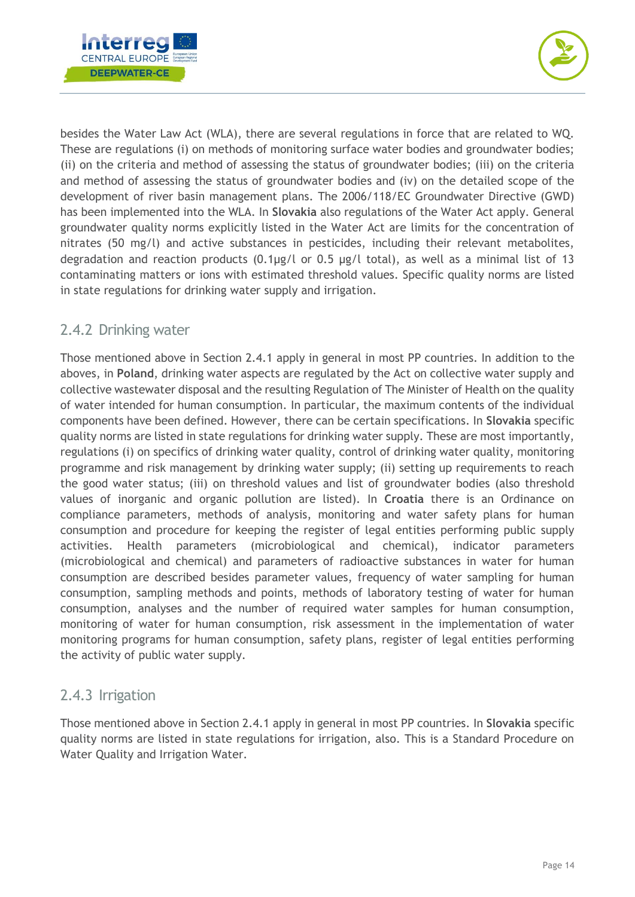besides the Water Law Act (WLA), there are several regulations in force that are related to WQ. These are regulations (i) on methods of monitoring surface water bodies and groundwater bodies; (ii) on the criteria and method of assessing the status of groundwater bodies; (iii) on the criteria and method of assessing the status of groundwater bodies and (iv) on the detailed scope of the development of river basin management plans. The 2006/118/EC Groundwater Directive (GWD) has been implemented into the WLA. In **Slovakia** also regulations of the Water Act apply. General groundwater quality norms explicitly listed in the Water Act are limits for the concentration of nitrates (50 mg/l) and active substances in pesticides, including their relevant metabolites, degradation and reaction products (0.1µg/l or 0.5 µg/l total), as well as a minimal list of 13 contaminating matters or ions with estimated threshold values. Specific quality norms are listed in state regulations for drinking water supply and irrigation.

### 2.4.2 Drinking water

Those mentioned above in Section 2.4.1 apply in general in most PP countries. In addition to the aboves, in **Poland**, drinking water aspects are regulated by the Act on collective water supply and collective wastewater disposal and the resulting Regulation of The Minister of Health on the quality of water intended for human consumption. In particular, the maximum contents of the individual components have been defined. However, there can be certain specifications. In **Slovakia** specific quality norms are listed in state regulations for drinking water supply. These are most importantly, regulations (i) on specifics of drinking water quality, control of drinking water quality, monitoring programme and risk management by drinking water supply; (ii) setting up requirements to reach the good water status; (iii) on threshold values and list of groundwater bodies (also threshold values of inorganic and organic pollution are listed). In **Croatia** there is an Ordinance on compliance parameters, methods of analysis, monitoring and water safety plans for human consumption and procedure for keeping the register of legal entities performing public supply activities. Health parameters (microbiological and chemical), indicator parameters (microbiological and chemical) and parameters of radioactive substances in water for human consumption are described besides parameter values, frequency of water sampling for human consumption, sampling methods and points, methods of laboratory testing of water for human consumption, analyses and the number of required water samples for human consumption, monitoring of water for human consumption, risk assessment in the implementation of water monitoring programs for human consumption, safety plans, register of legal entities performing the activity of public water supply.

### 2.4.3 Irrigation

Those mentioned above in Section 2.4.1 apply in general in most PP countries. In **Slovakia** specific quality norms are listed in state regulations for irrigation, also. This is a Standard Procedure on Water Quality and Irrigation Water.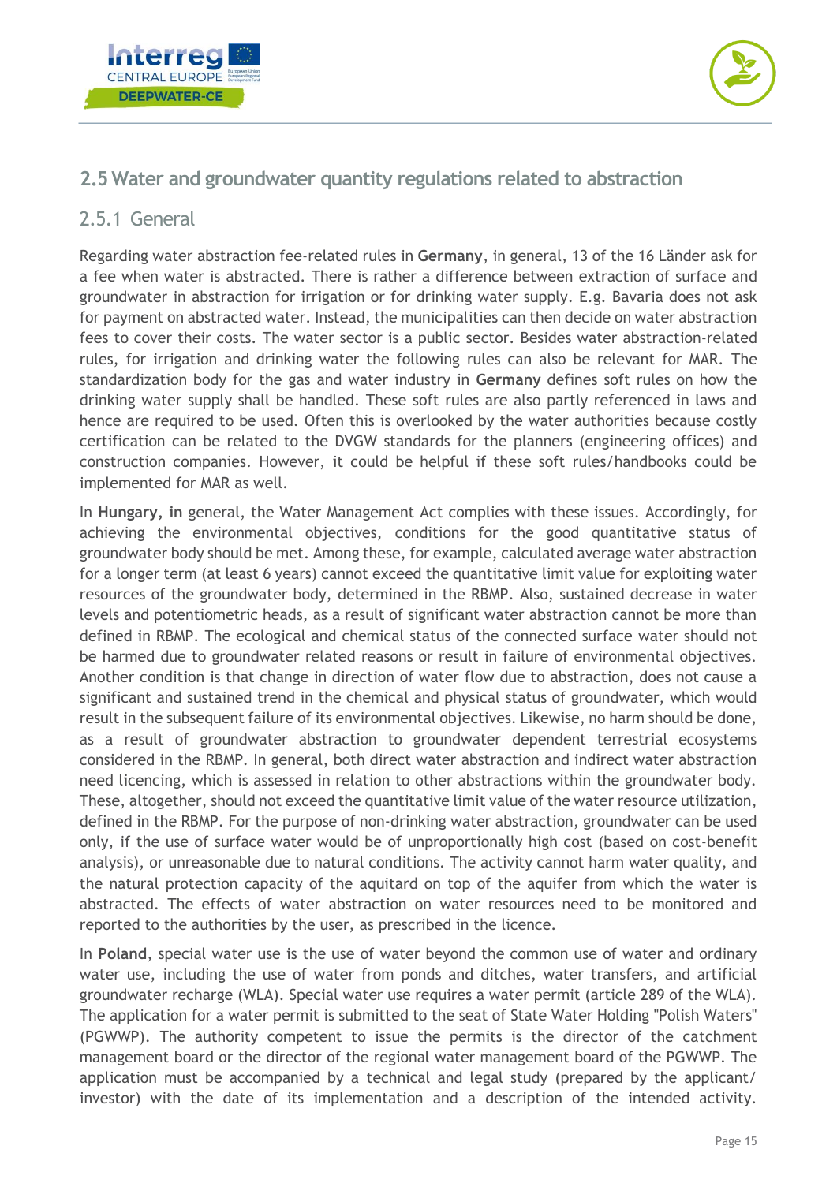## 2.5 Water and groundwater quantity regulations related to abstraction

### 2.5.1 General

Regarding water abstraction fee-related rules in **Germany**, in general, 13 of the 16 Länder ask for a fee when water is abstracted. There is rather a difference between extraction of surface and groundwater in abstraction for irrigation or for drinking water supply. E.g. Bavaria does not ask for payment on abstracted water. Instead, the municipalities can then decide on water abstraction fees to cover their costs. The water sector is a public sector. Besides water abstraction-related rules, for irrigation and drinking water the following rules can also be relevant for MAR. The standardization body for the gas and water industry in **Germany** defines soft rules on how the drinking water supply shall be handled. These soft rules are also partly referenced in laws and hence are required to be used. Often this is overlooked by the water authorities because costly certification can be related to the DVGW standards for the planners (engineering offices) and construction companies. However, it could be helpful if these soft rules/handbooks could be implemented for MAR as well.

In **Hungary, in** general, the Water Management Act complies with these issues. Accordingly, for achieving the environmental objectives, conditions for the good quantitative status of groundwater body should be met. Among these, for example, calculated average water abstraction for a longer term (at least 6 years) cannot exceed the quantitative limit value for exploiting water resources of the groundwater body, determined in the RBMP. Also, sustained decrease in water levels and potentiometric heads, as a result of significant water abstraction cannot be more than defined in RBMP. The ecological and chemical status of the connected surface water should not be harmed due to groundwater related reasons or result in failure of environmental objectives. Another condition is that change in direction of water flow due to abstraction, does not cause a significant and sustained trend in the chemical and physical status of groundwater, which would result in the subsequent failure of its environmental objectives. Likewise, no harm should be done, as a result of groundwater abstraction to groundwater dependent terrestrial ecosystems considered in the RBMP. In general, both direct water abstraction and indirect water abstraction need licencing, which is assessed in relation to other abstractions within the groundwater body. These, altogether, should not exceed the quantitative limit value of the water resource utilization, defined in the RBMP. For the purpose of non-drinking water abstraction, groundwater can be used only, if the use of surface water would be of unproportionally high cost (based on cost-benefit analysis), or unreasonable due to natural conditions. The activity cannot harm water quality, and the natural protection capacity of the aquitard on top of the aquifer from which the water is abstracted. The effects of water abstraction on water resources need to be monitored and reported to the authorities by the user, as prescribed in the licence.

In **Poland**, special water use is the use of water beyond the common use of water and ordinary water use, including the use of water from ponds and ditches, water transfers, and artificial groundwater recharge (WLA). Special water use requires a water permit (article 289 of the WLA). The application for a water permit is submitted to the seat of State Water Holding "Polish Waters" (PGWWP). The authority competent to issue the permits is the director of the catchment management board or the director of the regional water management board of the PGWWP. The application must be accompanied by a technical and legal study (prepared by the applicant/ investor) with the date of its implementation and a description of the intended activity.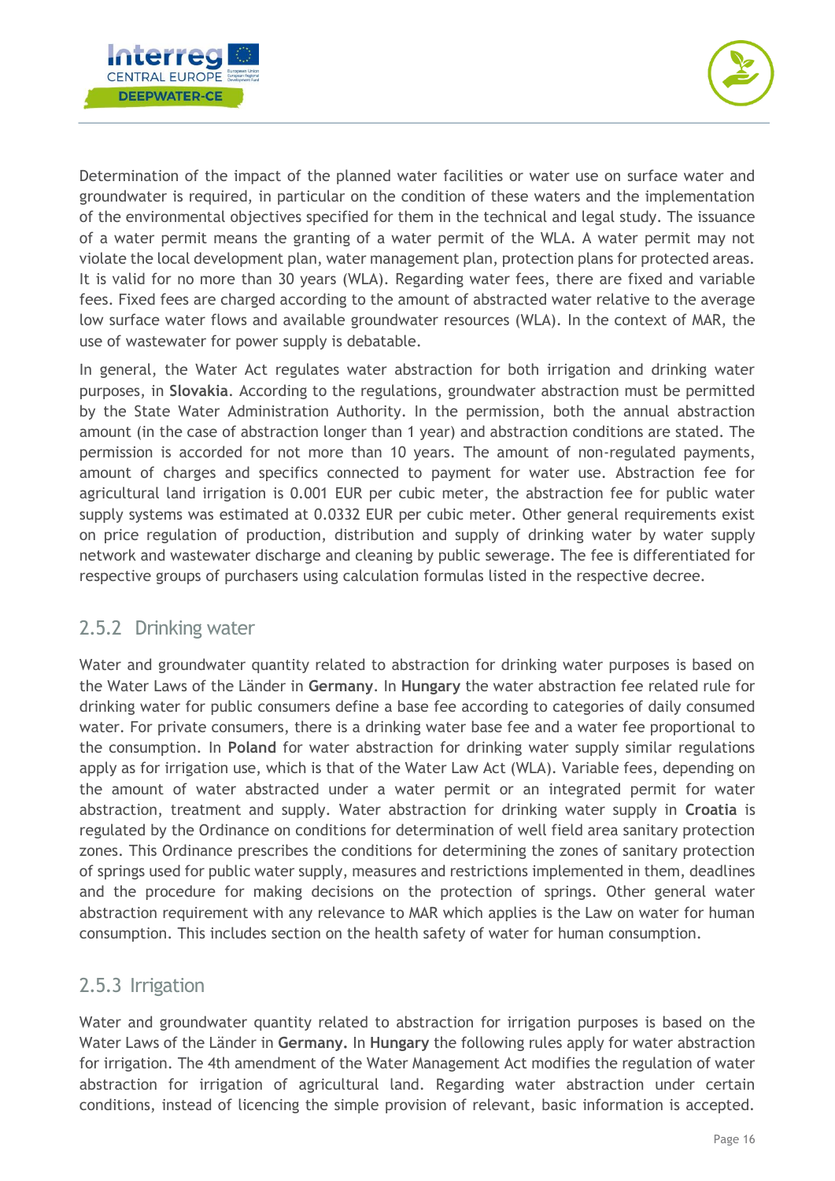Determination of the impact of the planned water facilities or water use on surface water and groundwater is required, in particular on the condition of these waters and the implementation of the environmental objectives specified for them in the technical and legal study. The issuance of a water permit means the granting of a water permit of the WLA. A water permit may not violate the local development plan, water management plan, protection plans for protected areas. It is valid for no more than 30 years (WLA). Regarding water fees, there are fixed and variable fees. Fixed fees are charged according to the amount of abstracted water relative to the average low surface water flows and available groundwater resources (WLA). In the context of MAR, the use of wastewater for power supply is debatable.

In general, the Water Act regulates water abstraction for both irrigation and drinking water purposes, in **Slovakia**. According to the regulations, groundwater abstraction must be permitted by the State Water Administration Authority. In the permission, both the annual abstraction amount (in the case of abstraction longer than 1 year) and abstraction conditions are stated. The permission is accorded for not more than 10 years. The amount of non-regulated payments, amount of charges and specifics connected to payment for water use. Abstraction fee for agricultural land irrigation is 0.001 EUR per cubic meter, the abstraction fee for public water supply systems was estimated at 0.0332 EUR per cubic meter. Other general requirements exist on price regulation of production, distribution and supply of drinking water by water supply network and wastewater discharge and cleaning by public sewerage. The fee is differentiated for respective groups of purchasers using calculation formulas listed in the respective decree.

### 2.5.2 Drinking water

Water and groundwater quantity related to abstraction for drinking water purposes is based on the Water Laws of the Länder in **Germany**. In **Hungary** the water abstraction fee related rule for drinking water for public consumers define a base fee according to categories of daily consumed water. For private consumers, there is a drinking water base fee and a water fee proportional to the consumption. In **Poland** for water abstraction for drinking water supply similar regulations apply as for irrigation use, which is that of the Water Law Act (WLA). Variable fees, depending on the amount of water abstracted under a water permit or an integrated permit for water abstraction, treatment and supply. Water abstraction for drinking water supply in **Croatia** is regulated by the Ordinance on conditions for determination of well field area sanitary protection zones. This Ordinance prescribes the conditions for determining the zones of sanitary protection of springs used for public water supply, measures and restrictions implemented in them, deadlines and the procedure for making decisions on the protection of springs. Other general water abstraction requirement with any relevance to MAR which applies is the Law on water for human consumption. This includes section on the health safety of water for human consumption.

### 2.5.3 Irrigation

Water and groundwater quantity related to abstraction for irrigation purposes is based on the Water Laws of the Länder in **Germany.** In **Hungary** the following rules apply for water abstraction for irrigation. The 4th amendment of the Water Management Act modifies the regulation of water abstraction for irrigation of agricultural land. Regarding water abstraction under certain conditions, instead of licencing the simple provision of relevant, basic information is accepted.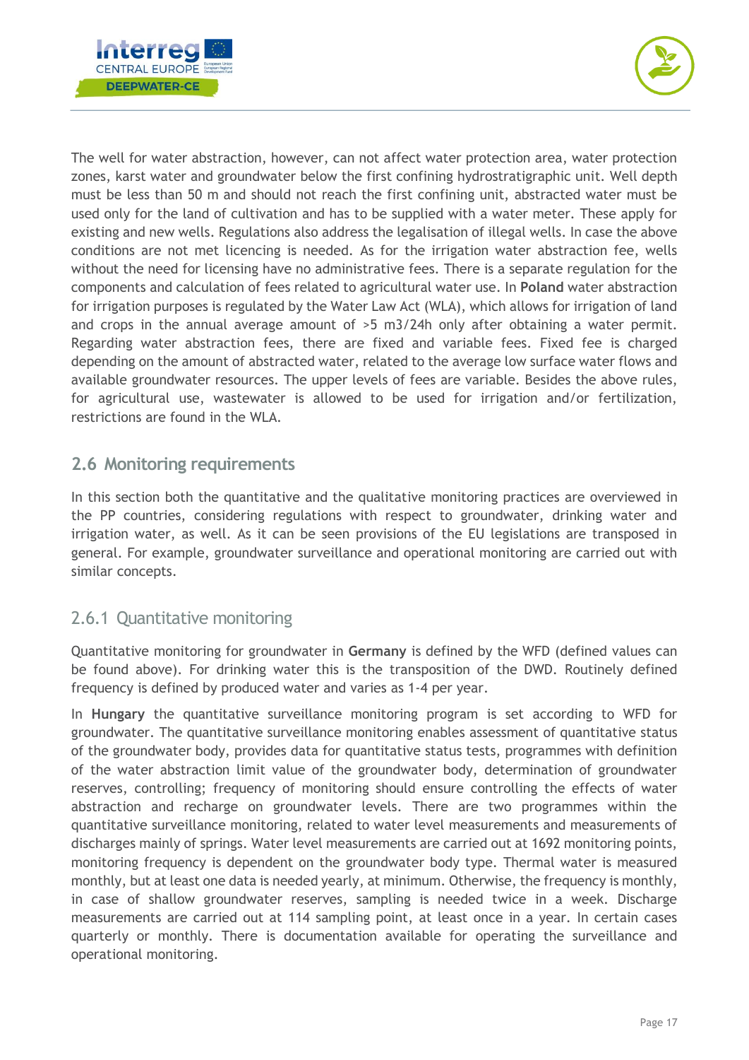The well for water abstraction, however, can not affect water protection area, water protection zones, karst water and groundwater below the first confining hydrostratigraphic unit. Well depth must be less than 50 m and should not reach the first confining unit, abstracted water must be used only for the land of cultivation and has to be supplied with a water meter. These apply for existing and new wells. Regulations also address the legalisation of illegal wells. In case the above conditions are not met licencing is needed. As for the irrigation water abstraction fee, wells without the need for licensing have no administrative fees. There is a separate regulation for the components and calculation of fees related to agricultural water use. In **Poland** water abstraction for irrigation purposes is regulated by the Water Law Act (WLA), which allows for irrigation of land and crops in the annual average amount of >5 m3/24h only after obtaining a water permit. Regarding water abstraction fees, there are fixed and variable fees. Fixed fee is charged depending on the amount of abstracted water, related to the average low surface water flows and available groundwater resources. The upper levels of fees are variable. Besides the above rules, for agricultural use, wastewater is allowed to be used for irrigation and/or fertilization, restrictions are found in the WLA.

## 2.6 Monitoring requirements

In this section both the quantitative and the qualitative monitoring practices are overviewed in the PP countries, considering regulations with respect to groundwater, drinking water and irrigation water, as well. As it can be seen provisions of the EU legislations are transposed in general. For example, groundwater surveillance and operational monitoring are carried out with similar concepts.

### 2.6.1 Quantitative monitoring

Quantitative monitoring for groundwater in **Germany** is defined by the WFD (defined values can be found above). For drinking water this is the transposition of the DWD. Routinely defined frequency is defined by produced water and varies as 1-4 per year.

In **Hungary** the quantitative surveillance monitoring program is set according to WFD for groundwater. The quantitative surveillance monitoring enables assessment of quantitative status of the groundwater body, provides data for quantitative status tests, programmes with definition of the water abstraction limit value of the groundwater body, determination of groundwater reserves, controlling; frequency of monitoring should ensure controlling the effects of water abstraction and recharge on groundwater levels. There are two programmes within the quantitative surveillance monitoring, related to water level measurements and measurements of discharges mainly of springs. Water level measurements are carried out at 1692 monitoring points, monitoring frequency is dependent on the groundwater body type. Thermal water is measured monthly, but at least one data is needed yearly, at minimum. Otherwise, the frequency is monthly, in case of shallow groundwater reserves, sampling is needed twice in a week. Discharge measurements are carried out at 114 sampling point, at least once in a year. In certain cases quarterly or monthly. There is documentation available for operating the surveillance and operational monitoring.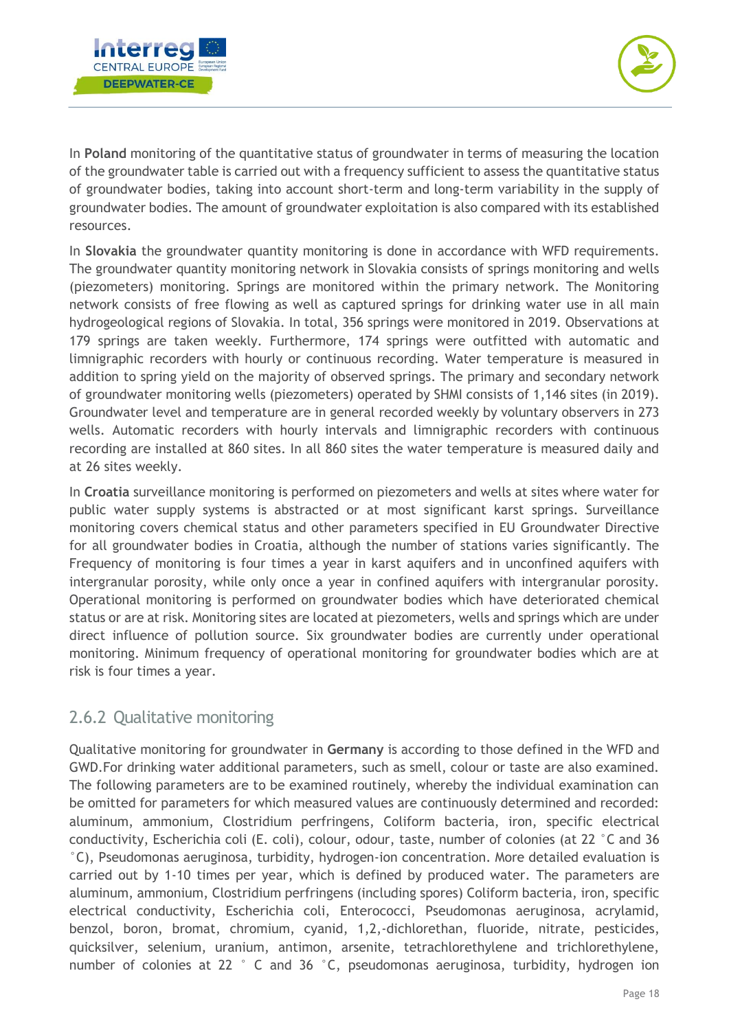In **Poland** monitoring of the quantitative status of groundwater in terms of measuring the location of the groundwater table is carried out with a frequency sufficient to assess the quantitative status of groundwater bodies, taking into account short-term and long-term variability in the supply of groundwater bodies. The amount of groundwater exploitation is also compared with its established resources.

In **Slovakia** the groundwater quantity monitoring is done in accordance with WFD requirements. The groundwater quantity monitoring network in Slovakia consists of springs monitoring and wells (piezometers) monitoring. Springs are monitored within the primary network. The Monitoring network consists of free flowing as well as captured springs for drinking water use in all main hydrogeological regions of Slovakia. In total, 356 springs were monitored in 2019. Observations at 179 springs are taken weekly. Furthermore, 174 springs were outfitted with automatic and limnigraphic recorders with hourly or continuous recording. Water temperature is measured in addition to spring yield on the majority of observed springs. The primary and secondary network of groundwater monitoring wells (piezometers) operated by SHMI consists of 1,146 sites (in 2019). Groundwater level and temperature are in general recorded weekly by voluntary observers in 273 wells. Automatic recorders with hourly intervals and limnigraphic recorders with continuous recording are installed at 860 sites. In all 860 sites the water temperature is measured daily and at 26 sites weekly.

In **Croatia** surveillance monitoring is performed on piezometers and wells at sites where water for public water supply systems is abstracted or at most significant karst springs. Surveillance monitoring covers chemical status and other parameters specified in EU Groundwater Directive for all groundwater bodies in Croatia, although the number of stations varies significantly. The Frequency of monitoring is four times a year in karst aquifers and in unconfined aquifers with intergranular porosity, while only once a year in confined aquifers with intergranular porosity. Operational monitoring is performed on groundwater bodies which have deteriorated chemical status or are at risk. Monitoring sites are located at piezometers, wells and springs which are under direct influence of pollution source. Six groundwater bodies are currently under operational monitoring. Minimum frequency of operational monitoring for groundwater bodies which are at risk is four times a year.

### 2.6.2 Qualitative monitoring

Qualitative monitoring for groundwater in **Germany** is according to those defined in the WFD and GWD.For drinking water additional parameters, such as smell, colour or taste are also examined. The following parameters are to be examined routinely, whereby the individual examination can be omitted for parameters for which measured values are continuously determined and recorded: aluminum, ammonium, Clostridium perfringens, Coliform bacteria, iron, specific electrical conductivity, Escherichia coli (E. coli), colour, odour, taste, number of colonies (at 22 °C and 36 °C), Pseudomonas aeruginosa, turbidity, hydrogen-ion concentration. More detailed evaluation is carried out by 1-10 times per year, which is defined by produced water. The parameters are aluminum, ammonium, Clostridium perfringens (including spores) Coliform bacteria, iron, specific electrical conductivity, Escherichia coli, Enterococci, Pseudomonas aeruginosa, acrylamid, benzol, boron, bromat, chromium, cyanid, 1,2,-dichlorethan, fluoride, nitrate, pesticides, quicksilver, selenium, uranium, antimon, arsenite, tetrachlorethylene and trichlorethylene, number of colonies at 22 ° C and 36 °C, pseudomonas aeruginosa, turbidity, hydrogen ion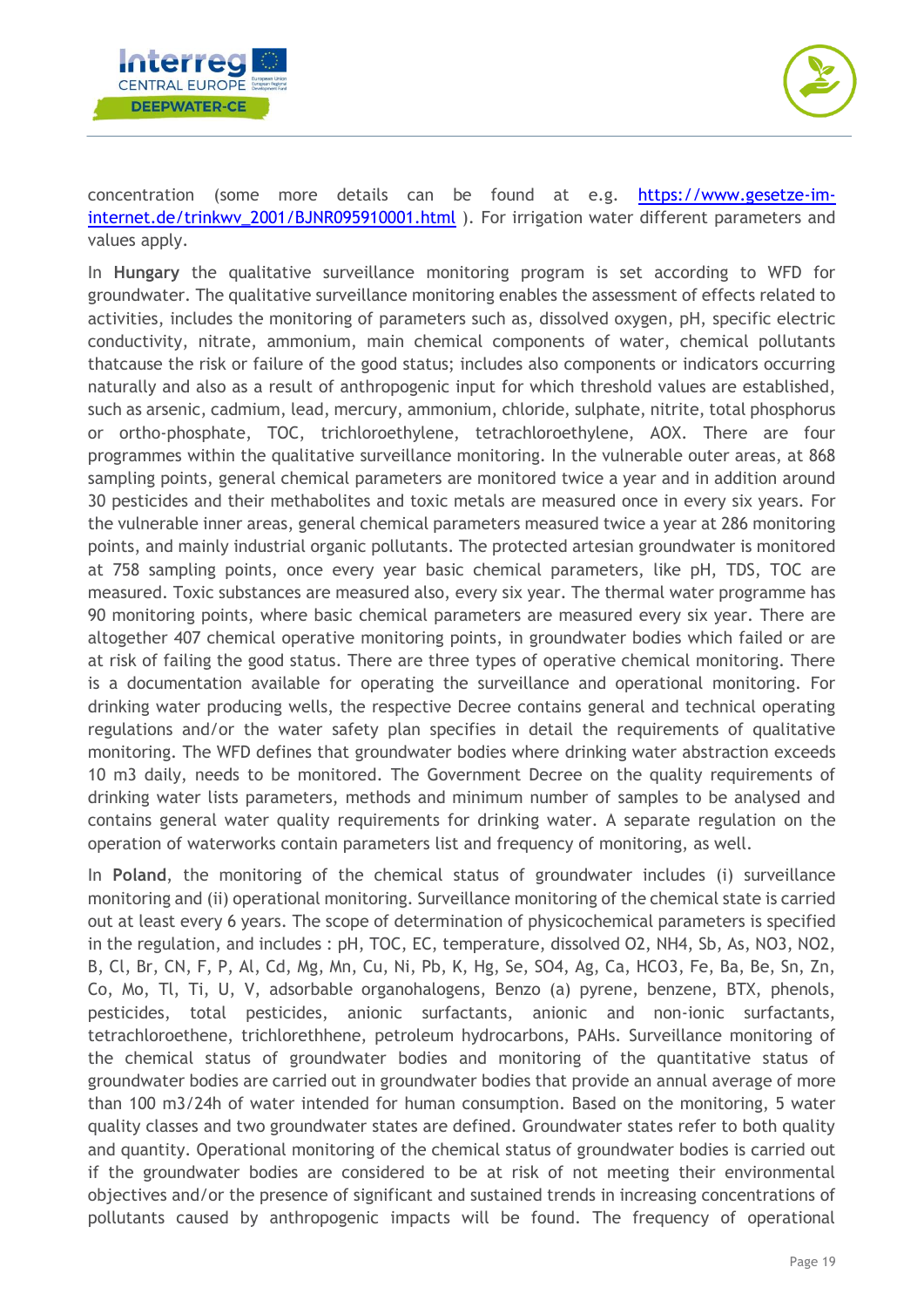concentration (some more details can be found at e.g. [https://www.gesetze-im-internet.de/trinkwv_2001/BJNR095910001.html](https://www.gesetze-im-internet.de/trinkwv_2001/BJNR095910001.html) ). For irrigation water different parameters and values apply.

In **Hungary** the qualitative surveillance monitoring program is set according to WFD for groundwater. The qualitative surveillance monitoring enables the assessment of effects related to activities, includes the monitoring of parameters such as, dissolved oxygen, pH, specific electric conductivity, nitrate, ammonium, main chemical components of water, chemical pollutants thatcause the risk or failure of the good status; includes also components or indicators occurring naturally and also as a result of anthropogenic input for which threshold values are established, such as arsenic, cadmium, lead, mercury, ammonium, chloride, sulphate, nitrite, total phosphorus or ortho-phosphate, TOC, trichloroethylene, tetrachloroethylene, AOX. There are four programmes within the qualitative surveillance monitoring. In the vulnerable outer areas, at 868 sampling points, general chemical parameters are monitored twice a year and in addition around 30 pesticides and their methabolites and toxic metals are measured once in every six years. For the vulnerable inner areas, general chemical parameters measured twice a year at 286 monitoring points, and mainly industrial organic pollutants. The protected artesian groundwater is monitored at 758 sampling points, once every year basic chemical parameters, like pH, TDS, TOC are measured. Toxic substances are measured also, every six year. The thermal water programme has 90 monitoring points, where basic chemical parameters are measured every six year. There are altogether 407 chemical operative monitoring points, in groundwater bodies which failed or are at risk of failing the good status. There are three types of operative chemical monitoring. There is a documentation available for operating the surveillance and operational monitoring. For drinking water producing wells, the respective Decree contains general and technical operating regulations and/or the water safety plan specifies in detail the requirements of qualitative monitoring. The WFD defines that groundwater bodies where drinking water abstraction exceeds 10 m3 daily, needs to be monitored. The Government Decree on the quality requirements of drinking water lists parameters, methods and minimum number of samples to be analysed and contains general water quality requirements for drinking water. A separate regulation on the operation of waterworks contain parameters list and frequency of monitoring, as well.

In **Poland**, the monitoring of the chemical status of groundwater includes (i) surveillance monitoring and (ii) operational monitoring. Surveillance monitoring of the chemical state is carried out at least every 6 years. The scope of determination of physicochemical parameters is specified in the regulation, and includes : pH, TOC, EC, temperature, dissolved O2, NH4, Sb, As, NO3, NO2, B, Cl, Br, CN, F, P, Al, Cd, Mg, Mn, Cu, Ni, Pb, K, Hg, Se, SO4, Ag, Ca, HCO3, Fe, Ba, Be, Sn, Zn, Co, Mo, Tl, Ti, U, V, adsorbable organohalogens, Benzo (a) pyrene, benzene, BTX, phenols, pesticides, total pesticides, anionic surfactants, anionic and non-ionic surfactants, tetrachloroethene, trichlorethhene, petroleum hydrocarbons, PAHs. Surveillance monitoring of the chemical status of groundwater bodies and monitoring of the quantitative status of groundwater bodies are carried out in groundwater bodies that provide an annual average of more than 100 m3/24h of water intended for human consumption. Based on the monitoring, 5 water quality classes and two groundwater states are defined. Groundwater states refer to both quality and quantity. Operational monitoring of the chemical status of groundwater bodies is carried out if the groundwater bodies are considered to be at risk of not meeting their environmental objectives and/or the presence of significant and sustained trends in increasing concentrations of pollutants caused by anthropogenic impacts will be found. The frequency of operational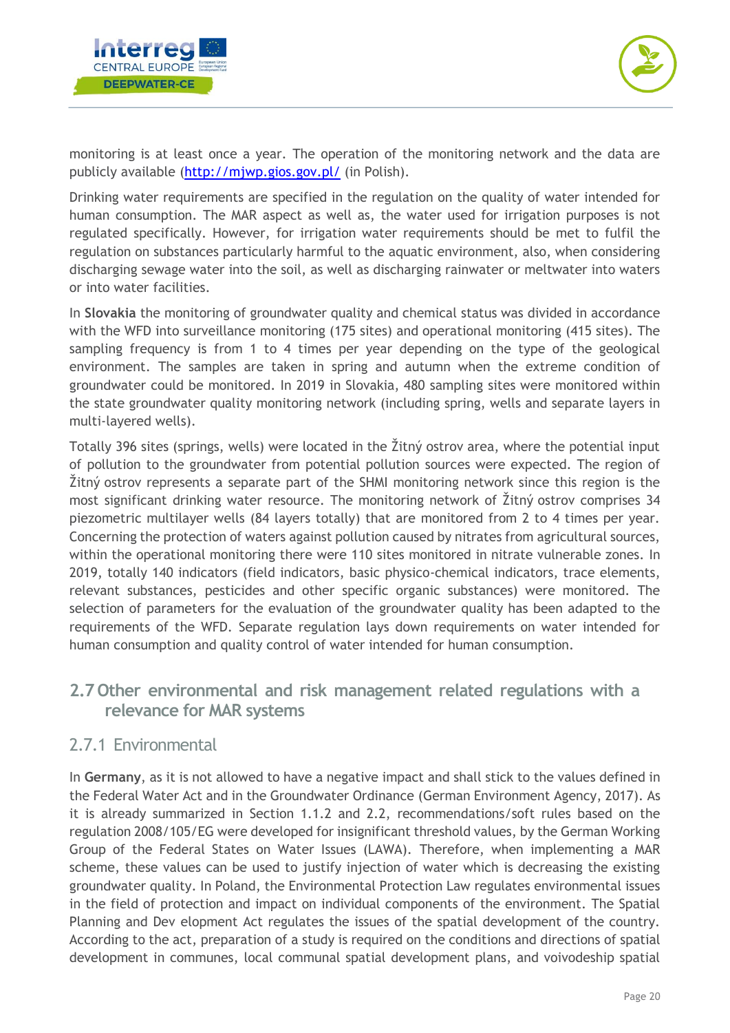monitoring is at least once a year. The operation of the monitoring network and the data are publicly available (http://mjwp.gios.gov.pl/ (in Polish).

Drinking water requirements are specified in the regulation on the quality of water intended for human consumption. The MAR aspect as well as, the water used for irrigation purposes is not regulated specifically. However, for irrigation water requirements should be met to fulfil the regulation on substances particularly harmful to the aquatic environment, also, when considering discharging sewage water into the soil, as well as discharging rainwater or meltwater into waters or into water facilities.

In **Slovakia** the monitoring of groundwater quality and chemical status was divided in accordance with the WFD into surveillance monitoring (175 sites) and operational monitoring (415 sites). The sampling frequency is from 1 to 4 times per year depending on the type of the geological environment. The samples are taken in spring and autumn when the extreme condition of groundwater could be monitored. In 2019 in Slovakia, 480 sampling sites were monitored within the state groundwater quality monitoring network (including spring, wells and separate layers in multi-layered wells).

Totally 396 sites (springs, wells) were located in the Žitný ostrov area, where the potential input of pollution to the groundwater from potential pollution sources were expected. The region of Žitný ostrov represents a separate part of the SHMI monitoring network since this region is the most significant drinking water resource. The monitoring network of Žitný ostrov comprises 34 piezometric multilayer wells (84 layers totally) that are monitored from 2 to 4 times per year. Concerning the protection of waters against pollution caused by nitrates from agricultural sources, within the operational monitoring there were 110 sites monitored in nitrate vulnerable zones. In 2019, totally 140 indicators (field indicators, basic physico-chemical indicators, trace elements, relevant substances, pesticides and other specific organic substances) were monitored. The selection of parameters for the evaluation of the groundwater quality has been adapted to the requirements of the WFD. Separate regulation lays down requirements on water intended for human consumption and quality control of water intended for human consumption.

## 2.7 Other environmental and risk management related regulations with a relevance for MAR systems

### 2.7.1 Environmental

In **Germany**, as it is not allowed to have a negative impact and shall stick to the values defined in the Federal Water Act and in the Groundwater Ordinance (German Environment Agency, 2017). As it is already summarized in Section 1.1.2 and 2.2, recommendations/soft rules based on the regulation 2008/105/EG were developed for insignificant threshold values, by the German Working Group of the Federal States on Water Issues (LAWA). Therefore, when implementing a MAR scheme, these values can be used to justify injection of water which is decreasing the existing groundwater quality. In Poland, the Environmental Protection Law regulates environmental issues in the field of protection and impact on individual components of the environment. The Spatial Planning and Dev elopment Act regulates the issues of the spatial development of the country. According to the act, preparation of a study is required on the conditions and directions of spatial development in communes, local communal spatial development plans, and voivodeship spatial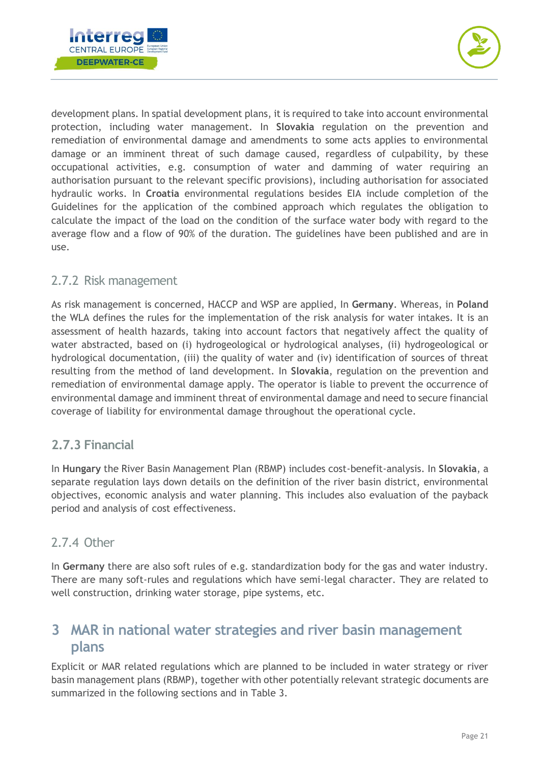development plans. In spatial development plans, it is required to take into account environmental protection, including water management. In **Slovakia** regulation on the prevention and remediation of environmental damage and amendments to some acts applies to environmental damage or an imminent threat of such damage caused, regardless of culpability, by these occupational activities, e.g. consumption of water and damming of water requiring an authorisation pursuant to the relevant specific provisions), including authorisation for associated hydraulic works. In **Croatia** environmental regulations besides EIA include completion of the Guidelines for the application of the combined approach which regulates the obligation to calculate the impact of the load on the condition of the surface water body with regard to the average flow and a flow of 90% of the duration. The guidelines have been published and are in use.

### 2.7.2 Risk management

As risk management is concerned, HACCP and WSP are applied, In **Germany**. Whereas, in **Poland** the WLA defines the rules for the implementation of the risk analysis for water intakes. It is an assessment of health hazards, taking into account factors that negatively affect the quality of water abstracted, based on (i) hydrogeological or hydrological analyses, (ii) hydrogeological or hydrological documentation, (iii) the quality of water and (iv) identification of sources of threat resulting from the method of land development. In **Slovakia**, regulation on the prevention and remediation of environmental damage apply. The operator is liable to prevent the occurrence of environmental damage and imminent threat of environmental damage and need to secure financial coverage of liability for environmental damage throughout the operational cycle.

### 2.7.3 Financial

In **Hungary** the River Basin Management Plan (RBMP) includes cost-benefit-analysis. In **Slovakia**, a separate regulation lays down details on the definition of the river basin district, environmental objectives, economic analysis and water planning. This includes also evaluation of the payback period and analysis of cost effectiveness.

### 2.7.4 Other

In **Germany** there are also soft rules of e.g. standardization body for the gas and water industry. There are many soft-rules and regulations which have semi-legal character. They are related to well construction, drinking water storage, pipe systems, etc.

# 3 MAR in national water strategies and river basin management plans

Explicit or MAR related regulations which are planned to be included in water strategy or river basin management plans (RBMP), together with other potentially relevant strategic documents are summarized in the following sections and in Table 3.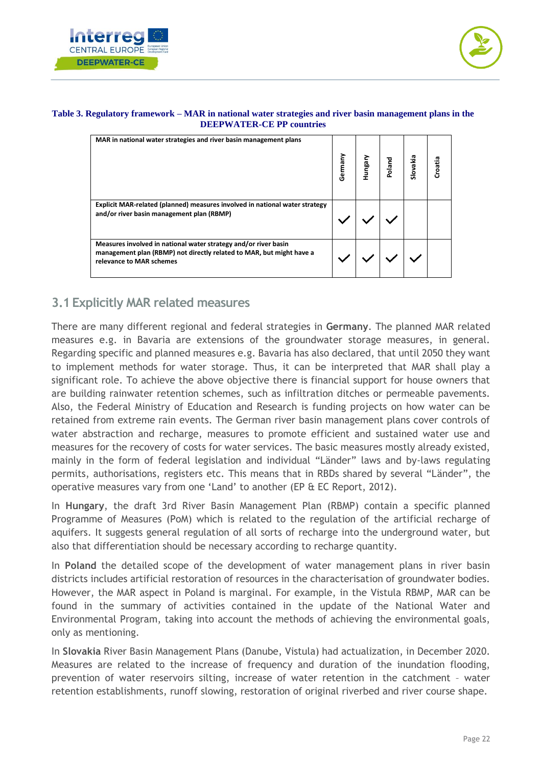**Table 3. Regulatory framework – MAR in national water strategies and river basin management plans in the DEEPWATER-CE PP countries**

| MAR in national water strategies and river basin management plans | Germany | Hungary | Poland | Slovakia | Croatia |
|---|---|---|---|---|---|
| Explicit MAR-related (planned) measures involved in national water strategy and/or river basin management plan (RBMP) | ✓ | ✓ | ✓ | | |
| Measures involved in national water strategy and/or river basin management plan (RBMP) not directly related to MAR, but might have a relevance to MAR schemes | ✓ | ✓ | ✓ | ✓ | |

## 3.1 Explicitly MAR related measures

There are many different regional and federal strategies in **Germany**. The planned MAR related measures e.g. in Bavaria are extensions of the groundwater storage measures, in general. Regarding specific and planned measures e.g. Bavaria has also declared, that until 2050 they want to implement methods for water storage. Thus, it can be interpreted that MAR shall play a significant role. To achieve the above objective there is financial support for house owners that are building rainwater retention schemes, such as infiltration ditches or permeable pavements. Also, the Federal Ministry of Education and Research is funding projects on how water can be retained from extreme rain events. The German river basin management plans cover controls of water abstraction and recharge, measures to promote efficient and sustained water use and measures for the recovery of costs for water services. The basic measures mostly already existed, mainly in the form of federal legislation and individual “Länder” laws and by-laws regulating permits, authorisations, registers etc. This means that in RBDs shared by several “Länder”, the operative measures vary from one ‘Land’ to another (EP & EC Report, 2012).

In **Hungary**, the draft 3rd River Basin Management Plan (RBMP) contain a specific planned Programme of Measures (PoM) which is related to the regulation of the artificial recharge of aquifers. It suggests general regulation of all sorts of recharge into the underground water, but also that differentiation should be necessary according to recharge quantity.

In **Poland** the detailed scope of the development of water management plans in river basin districts includes artificial restoration of resources in the characterisation of groundwater bodies. However, the MAR aspect in Poland is marginal. For example, in the Vistula RBMP, MAR can be found in the summary of activities contained in the update of the National Water and Environmental Program, taking into account the methods of achieving the environmental goals, only as mentioning.

In **Slovakia** River Basin Management Plans (Danube, Vistula) had actualization, in December 2020. Measures are related to the increase of frequency and duration of the inundation flooding, prevention of water reservoirs silting, increase of water retention in the catchment – water retention establishments, runoff slowing, restoration of original riverbed and river course shape.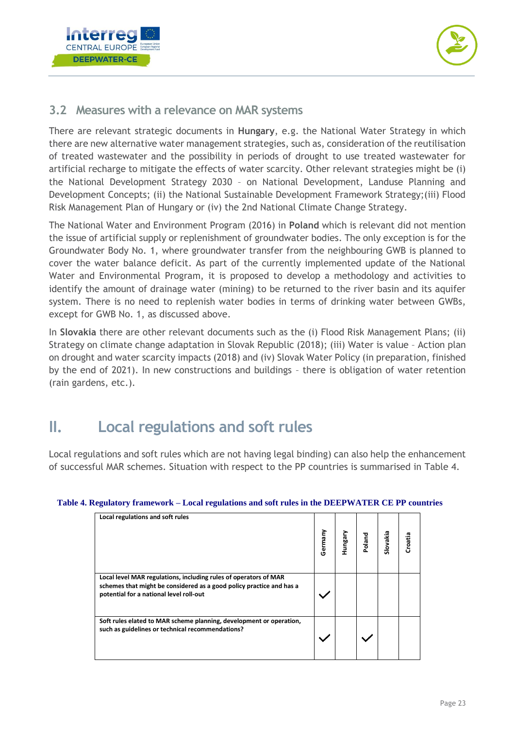## 3.2 Measures with a relevance on MAR systems

There are relevant strategic documents in **Hungary**, e.g. the National Water Strategy in which there are new alternative water management strategies, such as, consideration of the reutilisation of treated wastewater and the possibility in periods of drought to use treated wastewater for artificial recharge to mitigate the effects of water scarcity. Other relevant strategies might be (i) the National Development Strategy 2030 – on National Development, Landuse Planning and Development Concepts; (ii) the National Sustainable Development Framework Strategy;(iii) Flood Risk Management Plan of Hungary or (iv) the 2nd National Climate Change Strategy.

The National Water and Environment Program (2016) in **Poland** which is relevant did not mention the issue of artificial supply or replenishment of groundwater bodies. The only exception is for the Groundwater Body No. 1, where groundwater transfer from the neighbouring GWB is planned to cover the water balance deficit. As part of the currently implemented update of the National Water and Environmental Program, it is proposed to develop a methodology and activities to identify the amount of drainage water (mining) to be returned to the river basin and its aquifer system. There is no need to replenish water bodies in terms of drinking water between GWBs, except for GWB No. 1, as discussed above.

In **Slovakia** there are other relevant documents such as the (i) Flood Risk Management Plans; (ii) Strategy on climate change adaptation in Slovak Republic (2018); (iii) Water is value – Action plan on drought and water scarcity impacts (2018) and (iv) Slovak Water Policy (in preparation, finished by the end of 2021). In new constructions and buildings – there is obligation of water retention (rain gardens, etc.).

# II. Local regulations and soft rules

Local regulations and soft rules which are not having legal binding) can also help the enhancement of successful MAR schemes. Situation with respect to the PP countries is summarised in Table 4.

**Table 4. Regulatory framework – Local regulations and soft rules in the DEEPWATER CE PP countries**

| Local regulations and soft rules | Germany | Hungary | Poland | Slovakia | Croatia |
|---|---|---|---|---|---|
| Local level MAR regulations, including rules of operators of MAR schemes that might be considered as a good policy practice and has a potential for a national level roll-out | ✓ | | | | |
| Soft rules elated to MAR scheme planning, development or operation, such as guidelines or technical recommendations? | ✓ | | ✓ | | |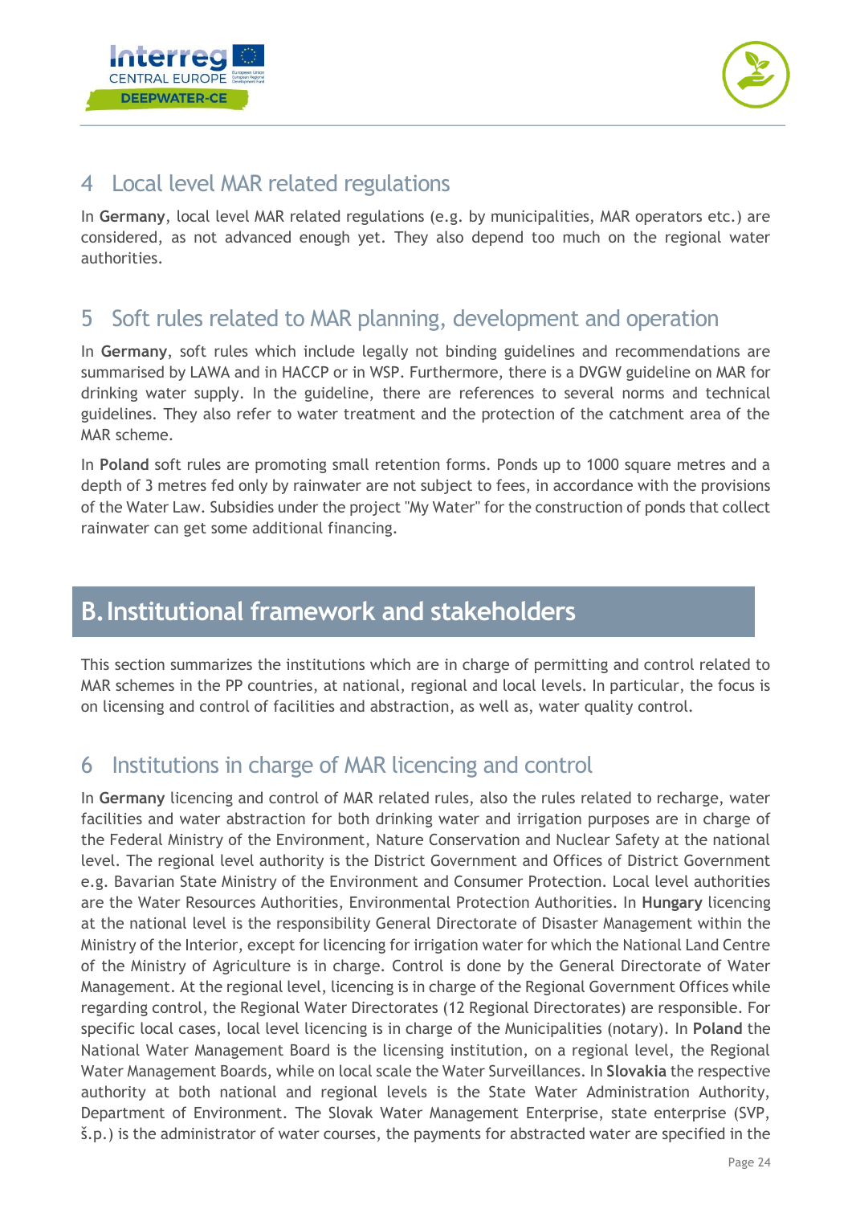## 4 Local level MAR related regulations

In **Germany**, local level MAR related regulations (e.g. by municipalities, MAR operators etc.) are considered, as not advanced enough yet. They also depend too much on the regional water authorities.

## 5 Soft rules related to MAR planning, development and operation

In **Germany**, soft rules which include legally not binding guidelines and recommendations are summarised by LAWA and in HACCP or in WSP. Furthermore, there is a DVGW guideline on MAR for drinking water supply. In the guideline, there are references to several norms and technical guidelines. They also refer to water treatment and the protection of the catchment area of the MAR scheme.

In **Poland** soft rules are promoting small retention forms. Ponds up to 1000 square metres and a depth of 3 metres fed only by rainwater are not subject to fees, in accordance with the provisions of the Water Law. Subsidies under the project "My Water" for the construction of ponds that collect rainwater can get some additional financing.

# B. Institutional framework and stakeholders

This section summarizes the institutions which are in charge of permitting and control related to MAR schemes in the PP countries, at national, regional and local levels. In particular, the focus is on licensing and control of facilities and abstraction, as well as, water quality control.

## 6 Institutions in charge of MAR licencing and control

In **Germany** licencing and control of MAR related rules, also the rules related to recharge, water facilities and water abstraction for both drinking water and irrigation purposes are in charge of the Federal Ministry of the Environment, Nature Conservation and Nuclear Safety at the national level. The regional level authority is the District Government and Offices of District Government e.g. Bavarian State Ministry of the Environment and Consumer Protection. Local level authorities are the Water Resources Authorities, Environmental Protection Authorities. In **Hungary** licencing at the national level is the responsibility General Directorate of Disaster Management within the Ministry of the Interior, except for licencing for irrigation water for which the National Land Centre of the Ministry of Agriculture is in charge. Control is done by the General Directorate of Water Management. At the regional level, licencing is in charge of the Regional Government Offices while regarding control, the Regional Water Directorates (12 Regional Directorates) are responsible. For specific local cases, local level licencing is in charge of the Municipalities (notary). In **Poland** the National Water Management Board is the licensing institution, on a regional level, the Regional Water Management Boards, while on local scale the Water Surveillances. In **Slovakia** the respective authority at both national and regional levels is the State Water Administration Authority, Department of Environment. The Slovak Water Management Enterprise, state enterprise (SVP, š.p.) is the administrator of water courses, the payments for abstracted water are specified in the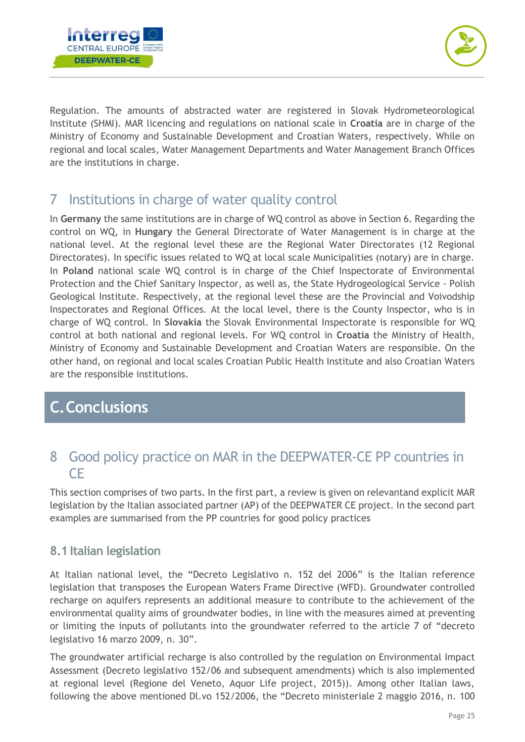Regulation. The amounts of abstracted water are registered in Slovak Hydrometeorological Institute (SHMI). MAR licencing and regulations on national scale in **Croatia** are in charge of the Ministry of Economy and Sustainable Development and Croatian Waters, respectively. While on regional and local scales, Water Management Departments and Water Management Branch Offices are the institutions in charge.

## 7 Institutions in charge of water quality control

In **Germany** the same institutions are in charge of WQ control as above in Section 6. Regarding the control on WQ, in **Hungary** the General Directorate of Water Management is in charge at the national level. At the regional level these are the Regional Water Directorates (12 Regional Directorates). In specific issues related to WQ at local scale Municipalities (notary) are in charge. In **Poland** national scale WQ control is in charge of the Chief Inspectorate of Environmental Protection and the Chief Sanitary Inspector, as well as, the State Hydrogeological Service - Polish Geological Institute. Respectively, at the regional level these are the Provincial and Voivodship Inspectorates and Regional Offices. At the local level, there is the County Inspector, who is in charge of WQ control. In **Slovakia** the Slovak Environmental Inspectorate is responsible for WQ control at both national and regional levels. For WQ control in **Croatia** the Ministry of Health, Ministry of Economy and Sustainable Development and Croatian Waters are responsible. On the other hand, on regional and local scales Croatian Public Health Institute and also Croatian Waters are the responsible institutions.

# C. Conclusions

## 8 Good policy practice on MAR in the DEEPWATER-CE PP countries in CE

This section comprises of two parts. In the first part, a review is given on relevantand explicit MAR legislation by the Italian associated partner (AP) of the DEEPWATER CE project. In the second part examples are summarised from the PP countries for good policy practices

### 8.1 Italian legislation

At Italian national level, the "Decreto Legislativo n. 152 del 2006" is the Italian reference legislation that transposes the European Waters Frame Directive (WFD). Groundwater controlled recharge on aquifers represents an additional measure to contribute to the achievement of the environmental quality aims of groundwater bodies, in line with the measures aimed at preventing or limiting the inputs of pollutants into the groundwater referred to the article 7 of "decreto legislativo 16 marzo 2009, n. 30".

The groundwater artificial recharge is also controlled by the regulation on Environmental Impact Assessment (Decreto legislativo 152/06 and subsequent amendments) which is also implemented at regional level (Regione del Veneto, Aquor Life project, 2015)). Among other Italian laws, following the above mentioned Dl.vo 152/2006, the "Decreto ministeriale 2 maggio 2016, n. 100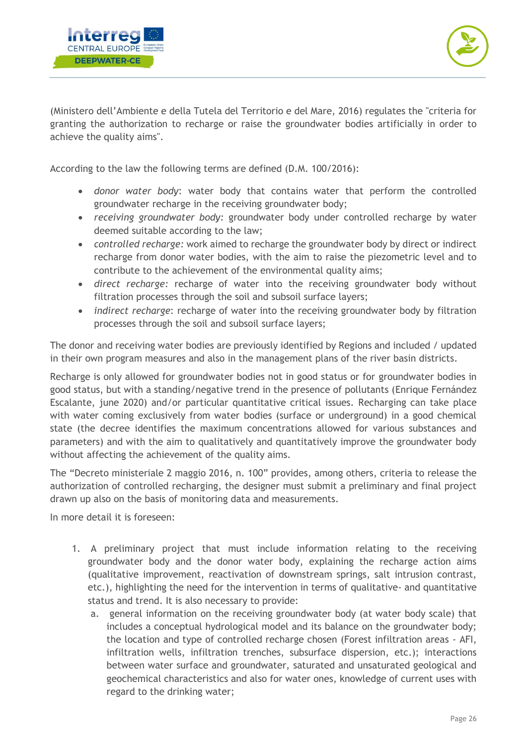(Ministero dell'Ambiente e della Tutela del Territorio e del Mare, 2016) regulates the "criteria for granting the authorization to recharge or raise the groundwater bodies artificially in order to achieve the quality aims".

According to the law the following terms are defined (D.M. 100/2016):

- *donor water body*: water body that contains water that perform the controlled groundwater recharge in the receiving groundwater body;
- *receiving groundwater body:* groundwater body under controlled recharge by water deemed suitable according to the law;
- *controlled recharge:* work aimed to recharge the groundwater body by direct or indirect recharge from donor water bodies, with the aim to raise the piezometric level and to contribute to the achievement of the environmental quality aims;
- *direct recharge*: recharge of water into the receiving groundwater body without filtration processes through the soil and subsoil surface layers;
- *indirect recharge*: recharge of water into the receiving groundwater body by filtration processes through the soil and subsoil surface layers;

The donor and receiving water bodies are previously identified by Regions and included / updated in their own program measures and also in the management plans of the river basin districts.

Recharge is only allowed for groundwater bodies not in good status or for groundwater bodies in good status, but with a standing/negative trend in the presence of pollutants (Enrique Fernández Escalante, june 2020) and/or particular quantitative critical issues. Recharging can take place with water coming exclusively from water bodies (surface or underground) in a good chemical state (the decree identifies the maximum concentrations allowed for various substances and parameters) and with the aim to qualitatively and quantitatively improve the groundwater body without affecting the achievement of the quality aims.

The "Decreto ministeriale 2 maggio 2016, n. 100" provides, among others, criteria to release the authorization of controlled recharging, the designer must submit a preliminary and final project drawn up also on the basis of monitoring data and measurements.

In more detail it is foreseen:

1. A preliminary project that must include information relating to the receiving groundwater body and the donor water body, explaining the recharge action aims (qualitative improvement, reactivation of downstream springs, salt intrusion contrast, etc.), highlighting the need for the intervention in terms of qualitative- and quantitative status and trend. It is also necessary to provide:
   a. general information on the receiving groundwater body (at water body scale) that includes a conceptual hydrological model and its balance on the groundwater body; the location and type of controlled recharge chosen (Forest infiltration areas - AFI, infiltration wells, infiltration trenches, subsurface dispersion, etc.); interactions between water surface and groundwater, saturated and unsaturated geological and geochemical characteristics and also for water ones, knowledge of current uses with regard to the drinking water;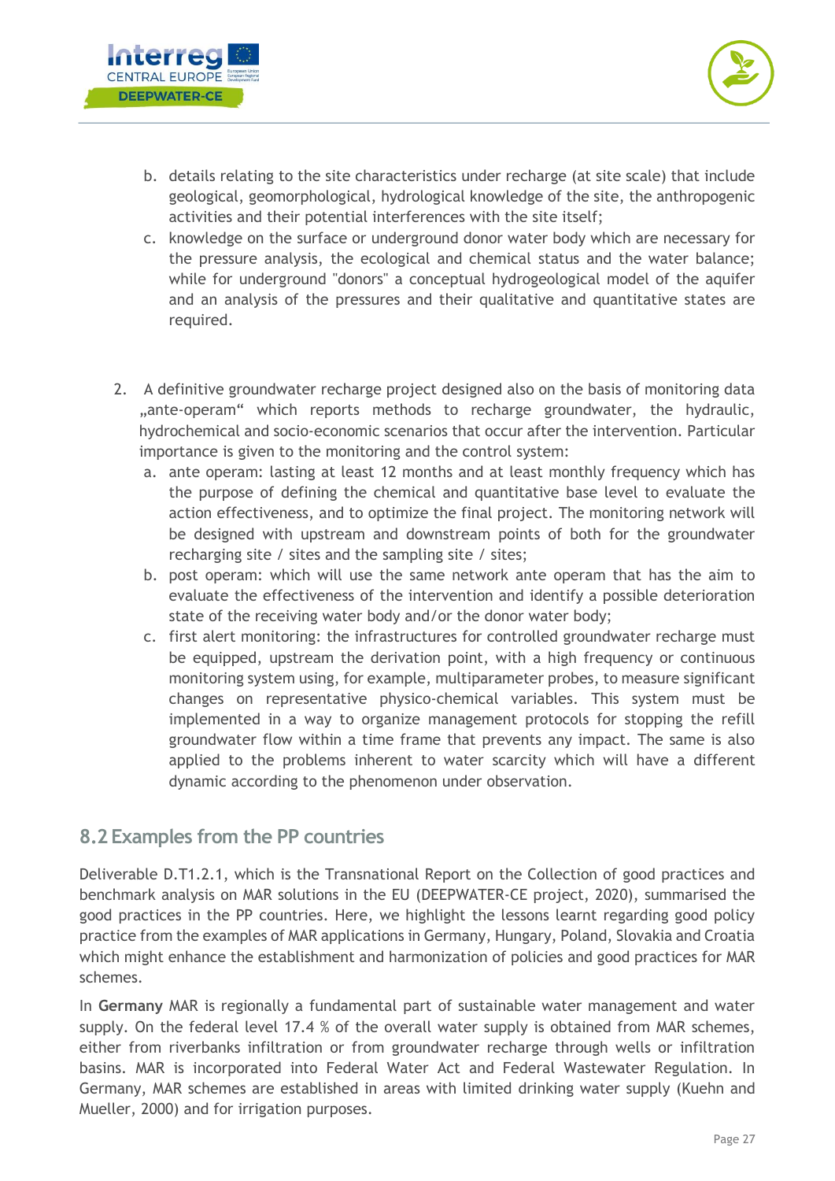b. details relating to the site characteristics under recharge (at site scale) that include geological, geomorphological, hydrological knowledge of the site, the anthropogenic activities and their potential interferences with the site itself;
   c. knowledge on the surface or underground donor water body which are necessary for the pressure analysis, the ecological and chemical status and the water balance; while for underground "donors" a conceptual hydrogeological model of the aquifer and an analysis of the pressures and their qualitative and quantitative states are required.

2. A definitive groundwater recharge project designed also on the basis of monitoring data „ante-operam" which reports methods to recharge groundwater, the hydraulic, hydrochemical and socio-economic scenarios that occur after the intervention. Particular importance is given to the monitoring and the control system:
   a. ante operam: lasting at least 12 months and at least monthly frequency which has the purpose of defining the chemical and quantitative base level to evaluate the action effectiveness, and to optimize the final project. The monitoring network will be designed with upstream and downstream points of both for the groundwater recharging site / sites and the sampling site / sites;
   b. post operam: which will use the same network ante operam that has the aim to evaluate the effectiveness of the intervention and identify a possible deterioration state of the receiving water body and/or the donor water body;
   c. first alert monitoring: the infrastructures for controlled groundwater recharge must be equipped, upstream the derivation point, with a high frequency or continuous monitoring system using, for example, multiparameter probes, to measure significant changes on representative physico-chemical variables. This system must be implemented in a way to organize management protocols for stopping the refill groundwater flow within a time frame that prevents any impact. The same is also applied to the problems inherent to water scarcity which will have a different dynamic according to the phenomenon under observation.

## 8.2 Examples from the PP countries

Deliverable D.T1.2.1, which is the Transnational Report on the Collection of good practices and benchmark analysis on MAR solutions in the EU (DEEPWATER-CE project, 2020), summarised the good practices in the PP countries. Here, we highlight the lessons learnt regarding good policy practice from the examples of MAR applications in Germany, Hungary, Poland, Slovakia and Croatia which might enhance the establishment and harmonization of policies and good practices for MAR schemes.

In **Germany** MAR is regionally a fundamental part of sustainable water management and water supply. On the federal level 17.4 % of the overall water supply is obtained from MAR schemes, either from riverbanks infiltration or from groundwater recharge through wells or infiltration basins. MAR is incorporated into Federal Water Act and Federal Wastewater Regulation. In Germany, MAR schemes are established in areas with limited drinking water supply (Kuehn and Mueller, 2000) and for irrigation purposes.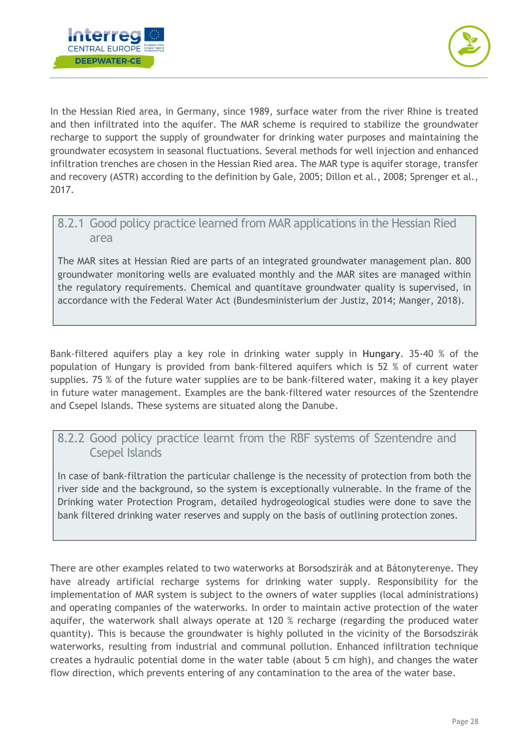In the Hessian Ried area, in Germany, since 1989, surface water from the river Rhine is treated and then infiltrated into the aquifer. The MAR scheme is required to stabilize the groundwater recharge to support the supply of groundwater for drinking water purposes and maintaining the groundwater ecosystem in seasonal fluctuations. Several methods for well injection and enhanced infiltration trenches are chosen in the Hessian Ried area. The MAR type is aquifer storage, transfer and recovery (ASTR) according to the definition by Gale, 2005; Dillon et al., 2008; Sprenger et al., 2017.

### 8.2.1 Good policy practice learned from MAR applications in the Hessian Ried area

The MAR sites at Hessian Ried are parts of an integrated groundwater management plan. 800 groundwater monitoring wells are evaluated monthly and the MAR sites are managed within the regulatory requirements. Chemical and quantitave groundwater quality is supervised, in accordance with the Federal Water Act (Bundesministerium der Justiz, 2014; Manger, 2018).

Bank-filtered aquifers play a key role in drinking water supply in **Hungary**. 35-40 % of the population of Hungary is provided from bank-filtered aquifers which is 52 % of current water supplies. 75 % of the future water supplies are to be bank-filtered water, making it a key player in future water management. Examples are the bank-filtered water resources of the Szentendre and Csepel Islands. These systems are situated along the Danube.

### 8.2.2 Good policy practice learnt from the RBF systems of Szentendre and Csepel Islands

In case of bank-filtration the particular challenge is the necessity of protection from both the river side and the background, so the system is exceptionally vulnerable. In the frame of the Drinking water Protection Program, detailed hydrogeological studies were done to save the bank filtered drinking water reserves and supply on the basis of outlining protection zones.

There are other examples related to two waterworks at Borsodszirák and at Bátonyterenye. They have already artificial recharge systems for drinking water supply. Responsibility for the implementation of MAR system is subject to the owners of water supplies (local administrations) and operating companies of the waterworks. In order to maintain active protection of the water aquifer, the waterwork shall always operate at 120 % recharge (regarding the produced water quantity). This is because the groundwater is highly polluted in the vicinity of the Borsodszirák waterworks, resulting from industrial and communal pollution. Enhanced infiltration technique creates a hydraulic potential dome in the water table (about 5 cm high), and changes the water flow direction, which prevents entering of any contamination to the area of the water base.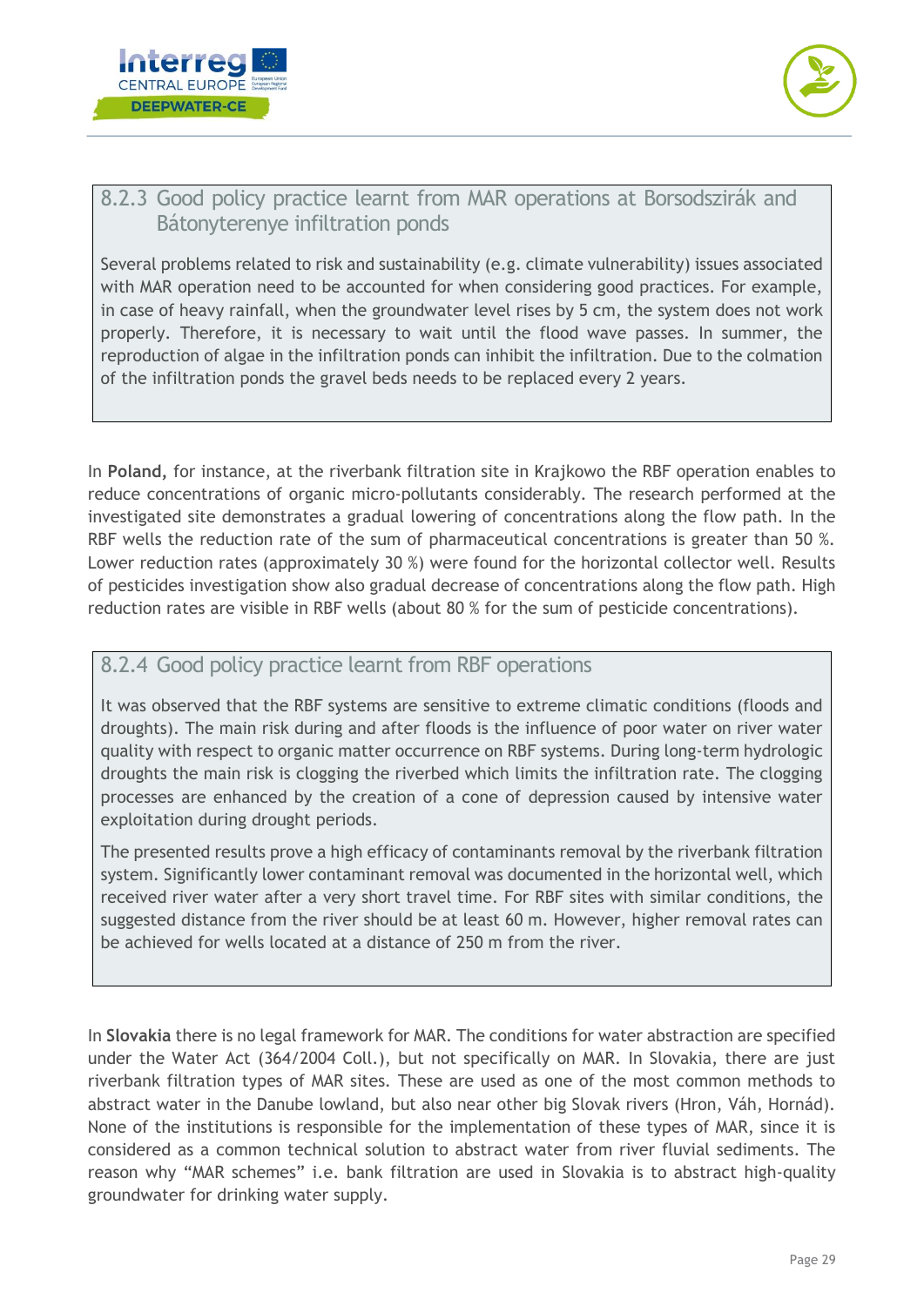### 8.2.3 Good policy practice learnt from MAR operations at Borsodszirák and Bátonyterenye infiltration ponds

Several problems related to risk and sustainability (e.g. climate vulnerability) issues associated with MAR operation need to be accounted for when considering good practices. For example, in case of heavy rainfall, when the groundwater level rises by 5 cm, the system does not work properly. Therefore, it is necessary to wait until the flood wave passes. In summer, the reproduction of algae in the infiltration ponds can inhibit the infiltration. Due to the colmation of the infiltration ponds the gravel beds needs to be replaced every 2 years.

In **Poland,** for instance, at the riverbank filtration site in Krajkowo the RBF operation enables to reduce concentrations of organic micro-pollutants considerably. The research performed at the investigated site demonstrates a gradual lowering of concentrations along the flow path. In the RBF wells the reduction rate of the sum of pharmaceutical concentrations is greater than 50 %. Lower reduction rates (approximately 30 %) were found for the horizontal collector well. Results of pesticides investigation show also gradual decrease of concentrations along the flow path. High reduction rates are visible in RBF wells (about 80 % for the sum of pesticide concentrations).

### 8.2.4 Good policy practice learnt from RBF operations

It was observed that the RBF systems are sensitive to extreme climatic conditions (floods and droughts). The main risk during and after floods is the influence of poor water on river water quality with respect to organic matter occurrence on RBF systems. During long-term hydrologic droughts the main risk is clogging the riverbed which limits the infiltration rate. The clogging processes are enhanced by the creation of a cone of depression caused by intensive water exploitation during drought periods.

The presented results prove a high efficacy of contaminants removal by the riverbank filtration system. Significantly lower contaminant removal was documented in the horizontal well, which received river water after a very short travel time. For RBF sites with similar conditions, the suggested distance from the river should be at least 60 m. However, higher removal rates can be achieved for wells located at a distance of 250 m from the river.

In **Slovakia** there is no legal framework for MAR. The conditions for water abstraction are specified under the Water Act (364/2004 Coll.), but not specifically on MAR. In Slovakia, there are just riverbank filtration types of MAR sites. These are used as one of the most common methods to abstract water in the Danube lowland, but also near other big Slovak rivers (Hron, Váh, Hornád). None of the institutions is responsible for the implementation of these types of MAR, since it is considered as a common technical solution to abstract water from river fluvial sediments. The reason why "MAR schemes" i.e. bank filtration are used in Slovakia is to abstract high-quality groundwater for drinking water supply.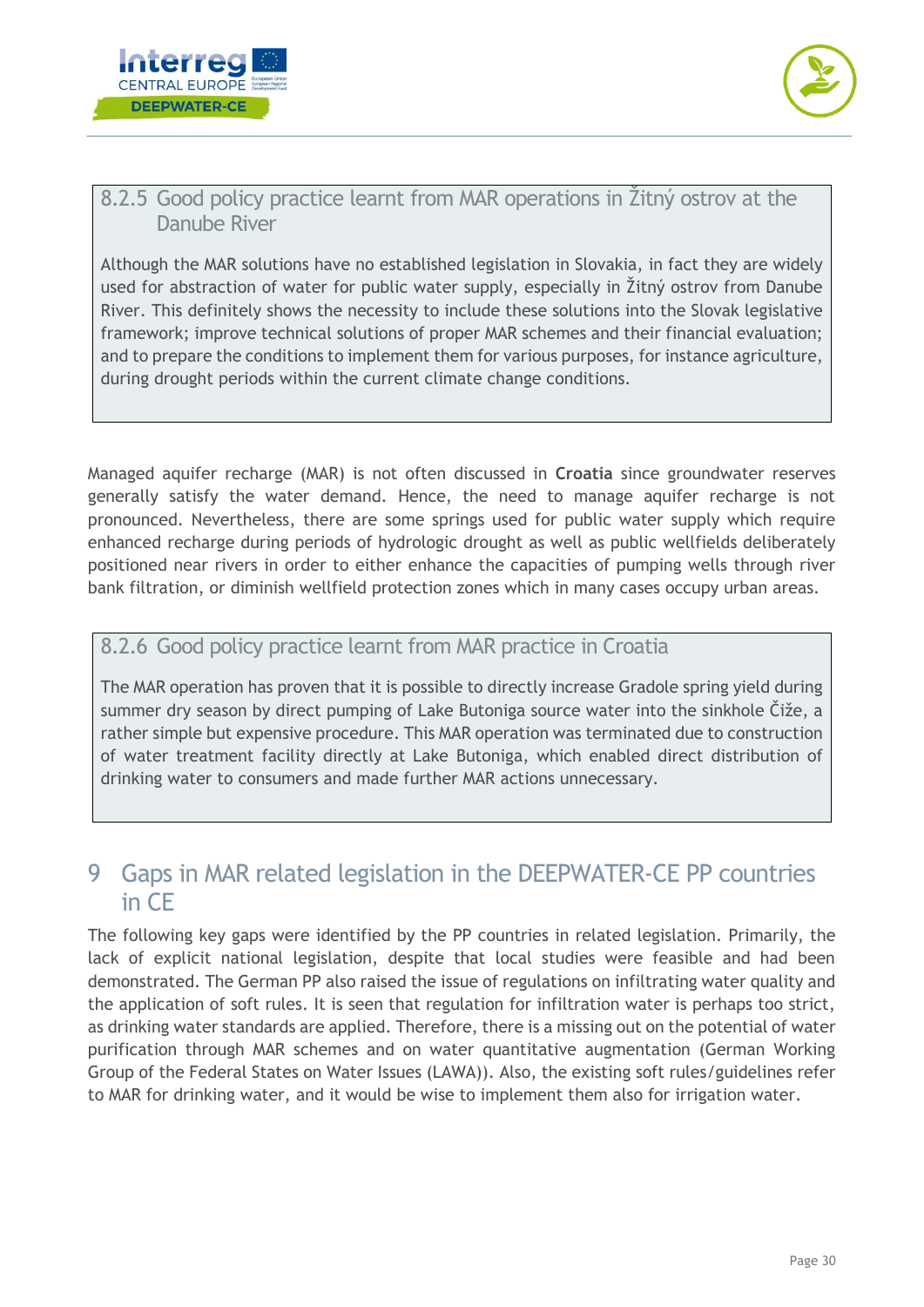### 8.2.5 Good policy practice learnt from MAR operations in Žitný ostrov at the Danube River

Although the MAR solutions have no established legislation in Slovakia, in fact they are widely used for abstraction of water for public water supply, especially in Žitný ostrov from Danube River. This definitely shows the necessity to include these solutions into the Slovak legislative framework; improve technical solutions of proper MAR schemes and their financial evaluation; and to prepare the conditions to implement them for various purposes, for instance agriculture, during drought periods within the current climate change conditions.

Managed aquifer recharge (MAR) is not often discussed in **Croatia** since groundwater reserves generally satisfy the water demand. Hence, the need to manage aquifer recharge is not pronounced. Nevertheless, there are some springs used for public water supply which require enhanced recharge during periods of hydrologic drought as well as public wellfields deliberately positioned near rivers in order to either enhance the capacities of pumping wells through river bank filtration, or diminish wellfield protection zones which in many cases occupy urban areas.

### 8.2.6 Good policy practice learnt from MAR practice in Croatia

The MAR operation has proven that it is possible to directly increase Gradole spring yield during summer dry season by direct pumping of Lake Butoniga source water into the sinkhole Čiže, a rather simple but expensive procedure. This MAR operation was terminated due to construction of water treatment facility directly at Lake Butoniga, which enabled direct distribution of drinking water to consumers and made further MAR actions unnecessary.

# 9 Gaps in MAR related legislation in the DEEPWATER-CE PP countries in CE

The following key gaps were identified by the PP countries in related legislation. Primarily, the lack of explicit national legislation, despite that local studies were feasible and had been demonstrated. The German PP also raised the issue of regulations on infiltrating water quality and the application of soft rules. It is seen that regulation for infiltration water is perhaps too strict, as drinking water standards are applied. Therefore, there is a missing out on the potential of water purification through MAR schemes and on water quantitative augmentation (German Working Group of the Federal States on Water Issues (LAWA)). Also, the existing soft rules/guidelines refer to MAR for drinking water, and it would be wise to implement them also for irrigation water.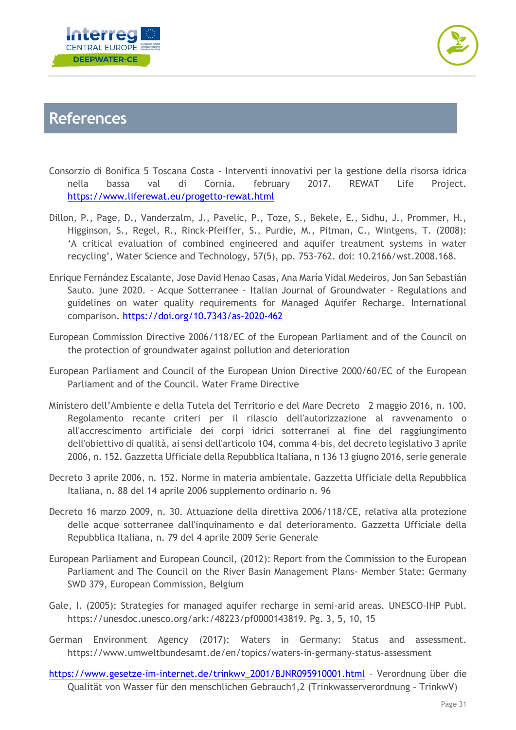# References

Consorzio di Bonifica 5 Toscana Costa - Interventi innovativi per la gestione della risorsa idrica nella bassa val di Cornia. february 2017. REWAT Life Project. https://www.liferewat.eu/progetto-rewat.html

Dillon, P., Page, D., Vanderzalm, J., Pavelic, P., Toze, S., Bekele, E., Sidhu, J., Prommer, H., Higginson, S., Regel, R., Rinck-Pfeiffer, S., Purdie, M., Pitman, C., Wintgens, T. (2008): 'A critical evaluation of combined engineered and aquifer treatment systems in water recycling', Water Science and Technology, 57(5), pp. 753–762. doi: 10.2166/wst.2008.168.

Enrique Fernández Escalante, Jose David Henao Casas, Ana María Vidal Medeiros, Jon San Sebastián Sauto. june 2020. - Acque Sotterranee - Italian Journal of Groundwater - Regulations and guidelines on water quality requirements for Managed Aquifer Recharge. International comparison. https://doi.org/10.7343/as-2020-462

European Commission Directive 2006/118/EC of the European Parliament and of the Council on the protection of groundwater against pollution and deterioration

European Parliament and Council of the European Union Directive 2000/60/EC of the European Parliament and of the Council. Water Frame Directive

Ministero dell'Ambiente e della Tutela del Territorio e del Mare Decreto 2 maggio 2016, n. 100. Regolamento recante criteri per il rilascio dell'autorizzazione al ravvenamento o all'accrescimento artificiale dei corpi idrici sotterranei al fine del raggiungimento dell'obiettivo di qualità, ai sensi dell'articolo 104, comma 4-bis, del decreto legislativo 3 aprile 2006, n. 152. Gazzetta Ufficiale della Repubblica Italiana, n 136 13 giugno 2016, serie generale

Decreto 3 aprile 2006, n. 152. Norme in materia ambientale. Gazzetta Ufficiale della Repubblica Italiana, n. 88 del 14 aprile 2006 supplemento ordinario n. 96

Decreto 16 marzo 2009, n. 30. Attuazione della direttiva 2006/118/CE, relativa alla protezione delle acque sotterranee dall'inquinamento e dal deterioramento. Gazzetta Ufficiale della Repubblica Italiana, n. 79 del 4 aprile 2009 Serie Generale

European Parliament and European Council, (2012): Report from the Commission to the European Parliament and The Council on the River Basin Management Plans- Member State: Germany SWD 379, European Commission, Belgium

Gale, I. (2005): Strategies for managed aquifer recharge in semi-arid areas. UNESCO-IHP Publ. https://unesdoc.unesco.org/ark:/48223/pf0000143819. Pg. 3, 5, 10, 15

German Environment Agency (2017): Waters in Germany: Status and assessment. https://www.umweltbundesamt.de/en/topics/waters-in-germany-status-assessment

https://www.gesetze-im-internet.de/trinkwv_2001/BJNR095910001.html – Verordnung über die Qualität von Wasser für den menschlichen Gebrauch1,2 (Trinkwasserverordnung – TrinkwV)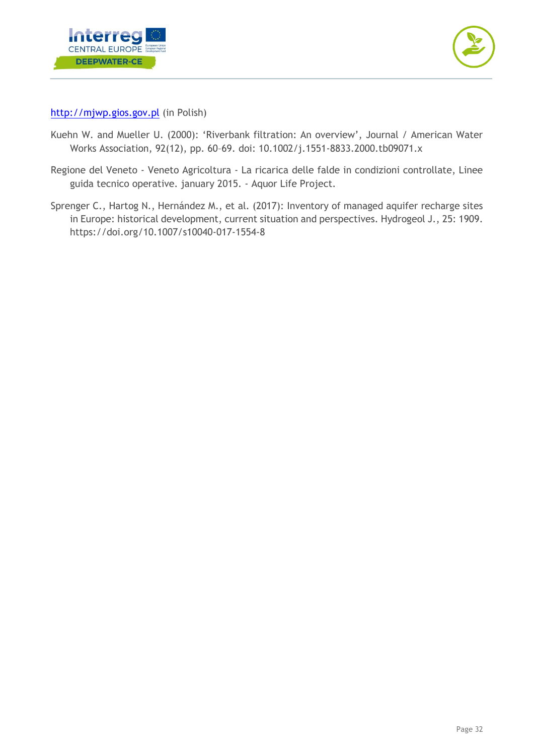http://mjwp.gios.gov.pl (in Polish)

Kuehn W. and Mueller U. (2000): 'Riverbank filtration: An overview', Journal / American Water Works Association, 92(12), pp. 60–69. doi: 10.1002/j.1551-8833.2000.tb09071.x

Regione del Veneto - Veneto Agricoltura - La ricarica delle falde in condizioni controllate, Linee guida tecnico operative. january 2015. - Aquor Life Project.

Sprenger C., Hartog N., Hernández M., et al. (2017): Inventory of managed aquifer recharge sites in Europe: historical development, current situation and perspectives. Hydrogeol J., 25: 1909. https://doi.org/10.1007/s10040-017-1554-8